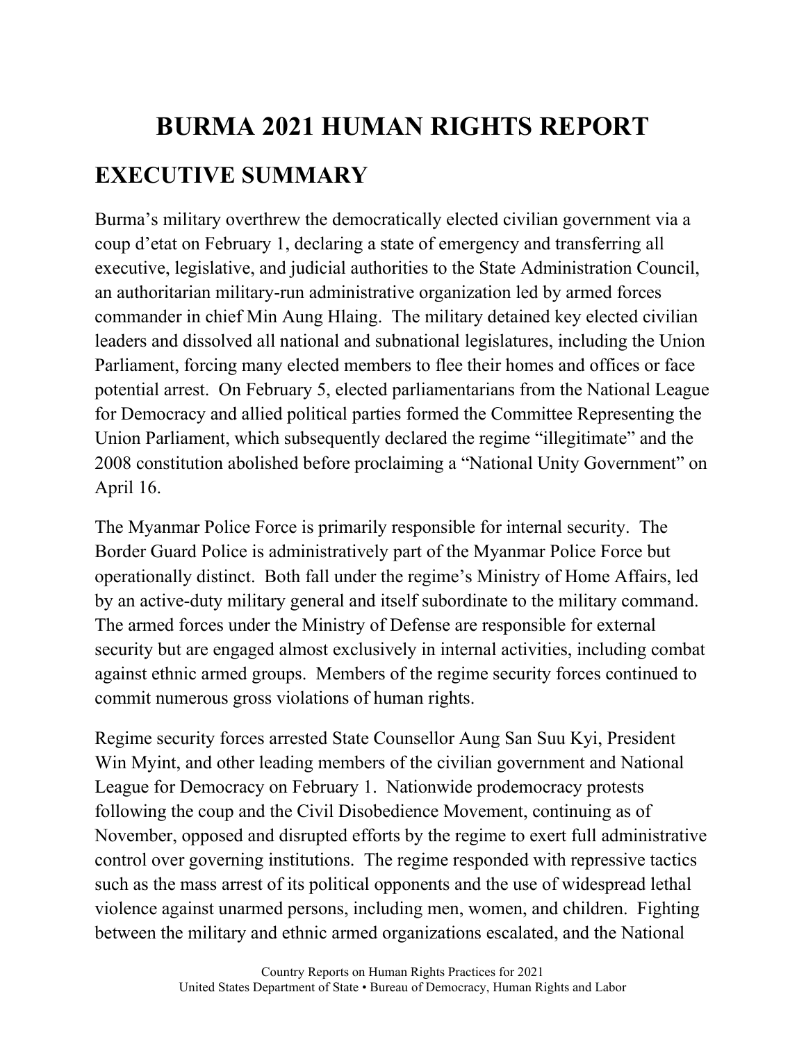# BURMA 2021 HUMAN RIGHTS REPORT

## EXECUTIVE SUMMARY

Burma's military overthrew the democratically elected civilian government via a coup d'etat on February 1, declaring a state of emergency and transferring all executive, legislative, and judicial authorities to the State Administration Council, an authoritarian military-run administrative organization led by armed forces commander in chief Min Aung Hlaing. The military detained key elected civilian leaders and dissolved all national and subnational legislatures, including the Union Parliament, forcing many elected members to flee their homes and offices or face potential arrest. On February 5, elected parliamentarians from the National League for Democracy and allied political parties formed the Committee Representing the Union Parliament, which subsequently declared the regime "illegitimate" and the 2008 constitution abolished before proclaiming a "National Unity Government" on April 16.

The Myanmar Police Force is primarily responsible for internal security. The Border Guard Police is administratively part of the Myanmar Police Force but operationally distinct. Both fall under the regime's Ministry of Home Affairs, led by an active-duty military general and itself subordinate to the military command. The armed forces under the Ministry of Defense are responsible for external security but are engaged almost exclusively in internal activities, including combat against ethnic armed groups. Members of the regime security forces continued to commit numerous gross violations of human rights.

Regime security forces arrested State Counsellor Aung San Suu Kyi, President Win Myint, and other leading members of the civilian government and National League for Democracy on February 1. Nationwide prodemocracy protests following the coup and the Civil Disobedience Movement, continuing as of November, opposed and disrupted efforts by the regime to exert full administrative control over governing institutions. The regime responded with repressive tactics such as the mass arrest of its political opponents and the use of widespread lethal violence against unarmed persons, including men, women, and children. Fighting between the military and ethnic armed organizations escalated, and the National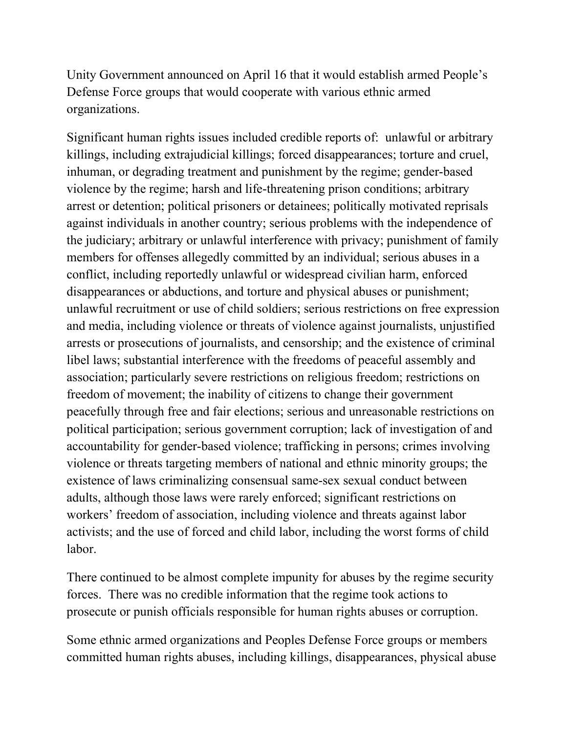Unity Government announced on April 16 that it would establish armed People's Defense Force groups that would cooperate with various ethnic armed organizations.

Significant human rights issues included credible reports of: unlawful or arbitrary killings, including extrajudicial killings; forced disappearances; torture and cruel, inhuman, or degrading treatment and punishment by the regime; gender-based violence by the regime; harsh and life-threatening prison conditions; arbitrary arrest or detention; political prisoners or detainees; politically motivated reprisals against individuals in another country; serious problems with the independence of the judiciary; arbitrary or unlawful interference with privacy; punishment of family members for offenses allegedly committed by an individual; serious abuses in a conflict, including reportedly unlawful or widespread civilian harm, enforced disappearances or abductions, and torture and physical abuses or punishment; unlawful recruitment or use of child soldiers; serious restrictions on free expression and media, including violence or threats of violence against journalists, unjustified arrests or prosecutions of journalists, and censorship; and the existence of criminal libel laws; substantial interference with the freedoms of peaceful assembly and association; particularly severe restrictions on religious freedom; restrictions on freedom of movement; the inability of citizens to change their government peacefully through free and fair elections; serious and unreasonable restrictions on political participation; serious government corruption; lack of investigation of and accountability for gender-based violence; trafficking in persons; crimes involving violence or threats targeting members of national and ethnic minority groups; the existence of laws criminalizing consensual same-sex sexual conduct between adults, although those laws were rarely enforced; significant restrictions on workers' freedom of association, including violence and threats against labor activists; and the use of forced and child labor, including the worst forms of child labor.

There continued to be almost complete impunity for abuses by the regime security forces. There was no credible information that the regime took actions to prosecute or punish officials responsible for human rights abuses or corruption.

Some ethnic armed organizations and Peoples Defense Force groups or members committed human rights abuses, including killings, disappearances, physical abuse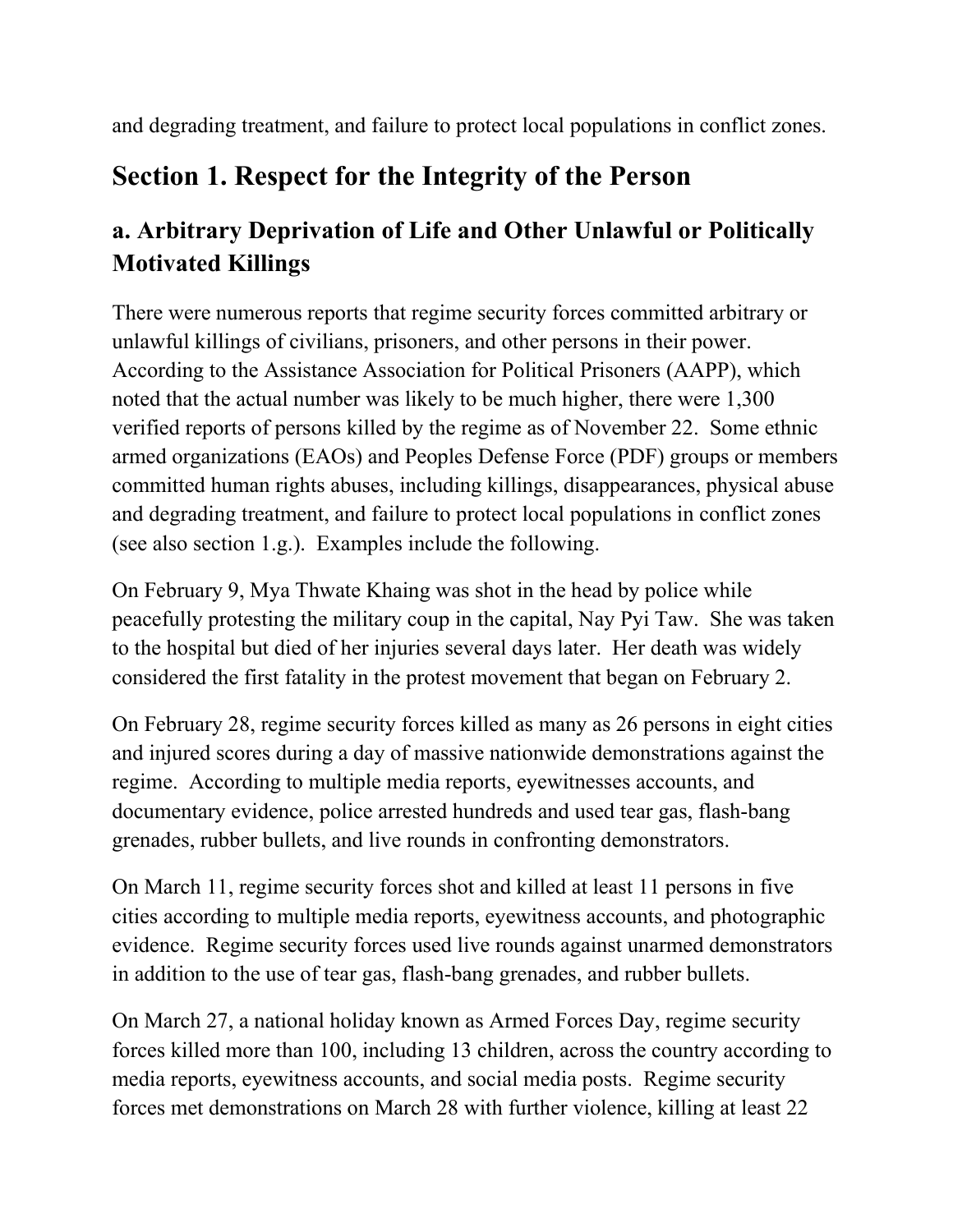and degrading treatment, and failure to protect local populations in conflict zones.

## Section 1. Respect for the Integrity of the Person

### a. Arbitrary Deprivation of Life and Other Unlawful or Politically Motivated Killings

There were numerous reports that regime security forces committed arbitrary or unlawful killings of civilians, prisoners, and other persons in their power. According to the Assistance Association for Political Prisoners (AAPP), which noted that the actual number was likely to be much higher, there were 1,300 verified reports of persons killed by the regime as of November 22. Some ethnic armed organizations (EAOs) and Peoples Defense Force (PDF) groups or members committed human rights abuses, including killings, disappearances, physical abuse and degrading treatment, and failure to protect local populations in conflict zones (see also section 1.g.). Examples include the following.

On February 9, Mya Thwate Khaing was shot in the head by police while peacefully protesting the military coup in the capital, Nay Pyi Taw. She was taken to the hospital but died of her injuries several days later. Her death was widely considered the first fatality in the protest movement that began on February 2.

On February 28, regime security forces killed as many as 26 persons in eight cities and injured scores during a day of massive nationwide demonstrations against the regime. According to multiple media reports, eyewitnesses accounts, and documentary evidence, police arrested hundreds and used tear gas, flash-bang grenades, rubber bullets, and live rounds in confronting demonstrators.

On March 11, regime security forces shot and killed at least 11 persons in five cities according to multiple media reports, eyewitness accounts, and photographic evidence. Regime security forces used live rounds against unarmed demonstrators in addition to the use of tear gas, flash-bang grenades, and rubber bullets.

On March 27, a national holiday known as Armed Forces Day, regime security forces killed more than 100, including 13 children, across the country according to media reports, eyewitness accounts, and social media posts. Regime security forces met demonstrations on March 28 with further violence, killing at least 22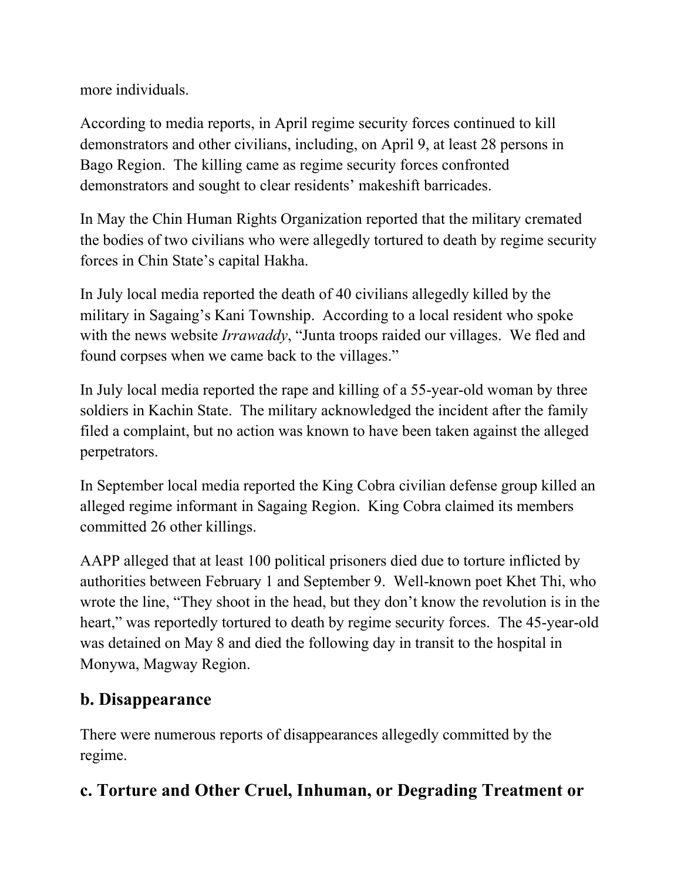more individuals.

According to media reports, in April regime security forces continued to kill demonstrators and other civilians, including, on April 9, at least 28 persons in Bago Region. The killing came as regime security forces confronted demonstrators and sought to clear residents' makeshift barricades.

In May the Chin Human Rights Organization reported that the military cremated the bodies of two civilians who were allegedly tortured to death by regime security forces in Chin State's capital Hakha.

In July local media reported the death of 40 civilians allegedly killed by the military in Sagaing's Kani Township. According to a local resident who spoke with the news website *Irrawaddy*, "Junta troops raided our villages. We fled and found corpses when we came back to the villages."

In July local media reported the rape and killing of a 55-year-old woman by three soldiers in Kachin State. The military acknowledged the incident after the family filed a complaint, but no action was known to have been taken against the alleged perpetrators.

In September local media reported the King Cobra civilian defense group killed an alleged regime informant in Sagaing Region. King Cobra claimed its members committed 26 other killings.

AAPP alleged that at least 100 political prisoners died due to torture inflicted by authorities between February 1 and September 9. Well-known poet Khet Thi, who wrote the line, "They shoot in the head, but they don't know the revolution is in the heart," was reportedly tortured to death by regime security forces. The 45-year-old was detained on May 8 and died the following day in transit to the hospital in Monywa, Magway Region.

## b. Disappearance

There were numerous reports of disappearances allegedly committed by the regime.

## c. Torture and Other Cruel, Inhuman, or Degrading Treatment or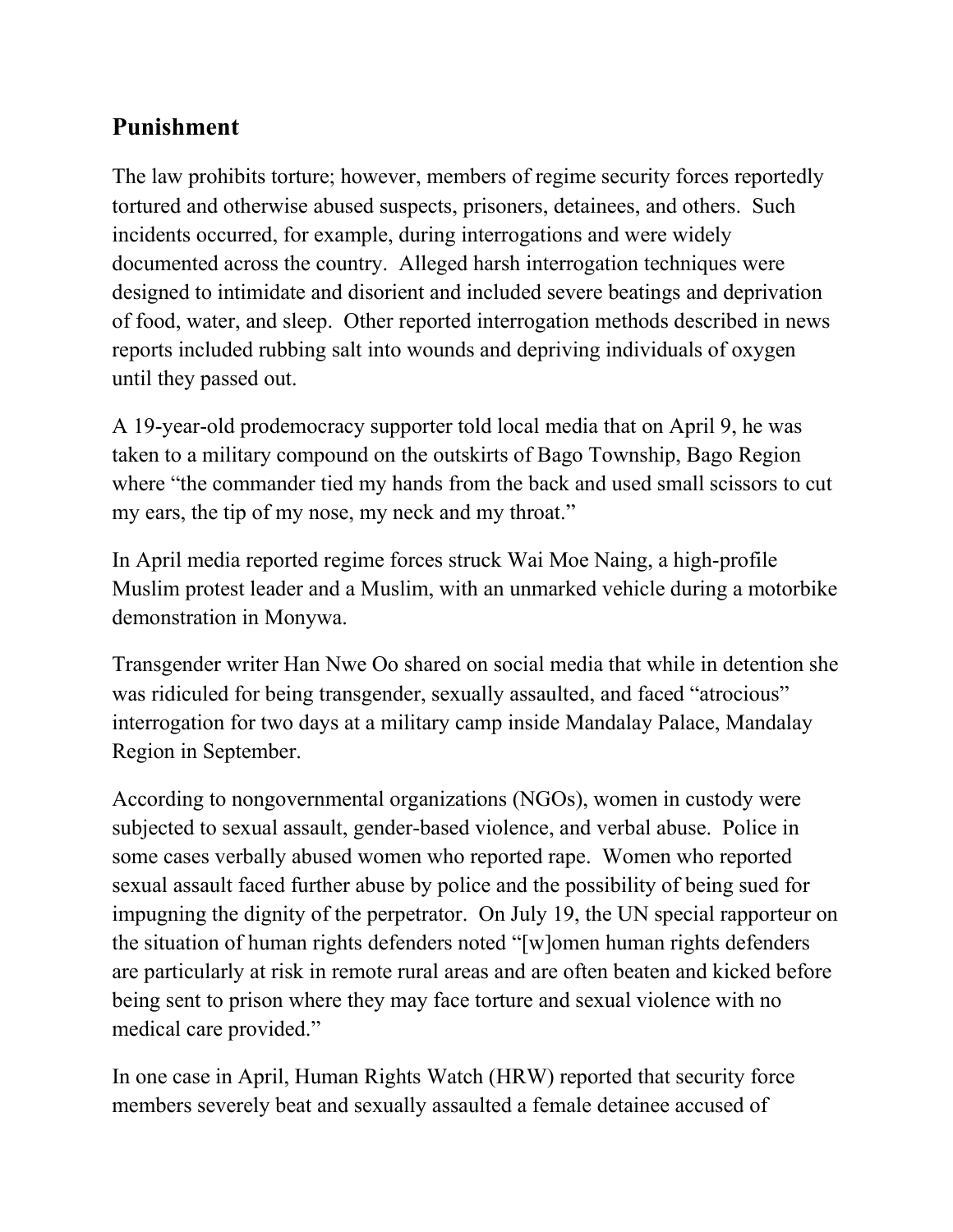## Punishment

The law prohibits torture; however, members of regime security forces reportedly tortured and otherwise abused suspects, prisoners, detainees, and others. Such incidents occurred, for example, during interrogations and were widely documented across the country. Alleged harsh interrogation techniques were designed to intimidate and disorient and included severe beatings and deprivation of food, water, and sleep. Other reported interrogation methods described in news reports included rubbing salt into wounds and depriving individuals of oxygen until they passed out.

A 19-year-old prodemocracy supporter told local media that on April 9, he was taken to a military compound on the outskirts of Bago Township, Bago Region where "the commander tied my hands from the back and used small scissors to cut my ears, the tip of my nose, my neck and my throat."

In April media reported regime forces struck Wai Moe Naing, a high-profile Muslim protest leader and a Muslim, with an unmarked vehicle during a motorbike demonstration in Monywa.

Transgender writer Han Nwe Oo shared on social media that while in detention she was ridiculed for being transgender, sexually assaulted, and faced "atrocious" interrogation for two days at a military camp inside Mandalay Palace, Mandalay Region in September.

According to nongovernmental organizations (NGOs), women in custody were subjected to sexual assault, gender-based violence, and verbal abuse. Police in some cases verbally abused women who reported rape. Women who reported sexual assault faced further abuse by police and the possibility of being sued for impugning the dignity of the perpetrator. On July 19, the UN special rapporteur on the situation of human rights defenders noted "[w]omen human rights defenders are particularly at risk in remote rural areas and are often beaten and kicked before being sent to prison where they may face torture and sexual violence with no medical care provided."

In one case in April, Human Rights Watch (HRW) reported that security force members severely beat and sexually assaulted a female detainee accused of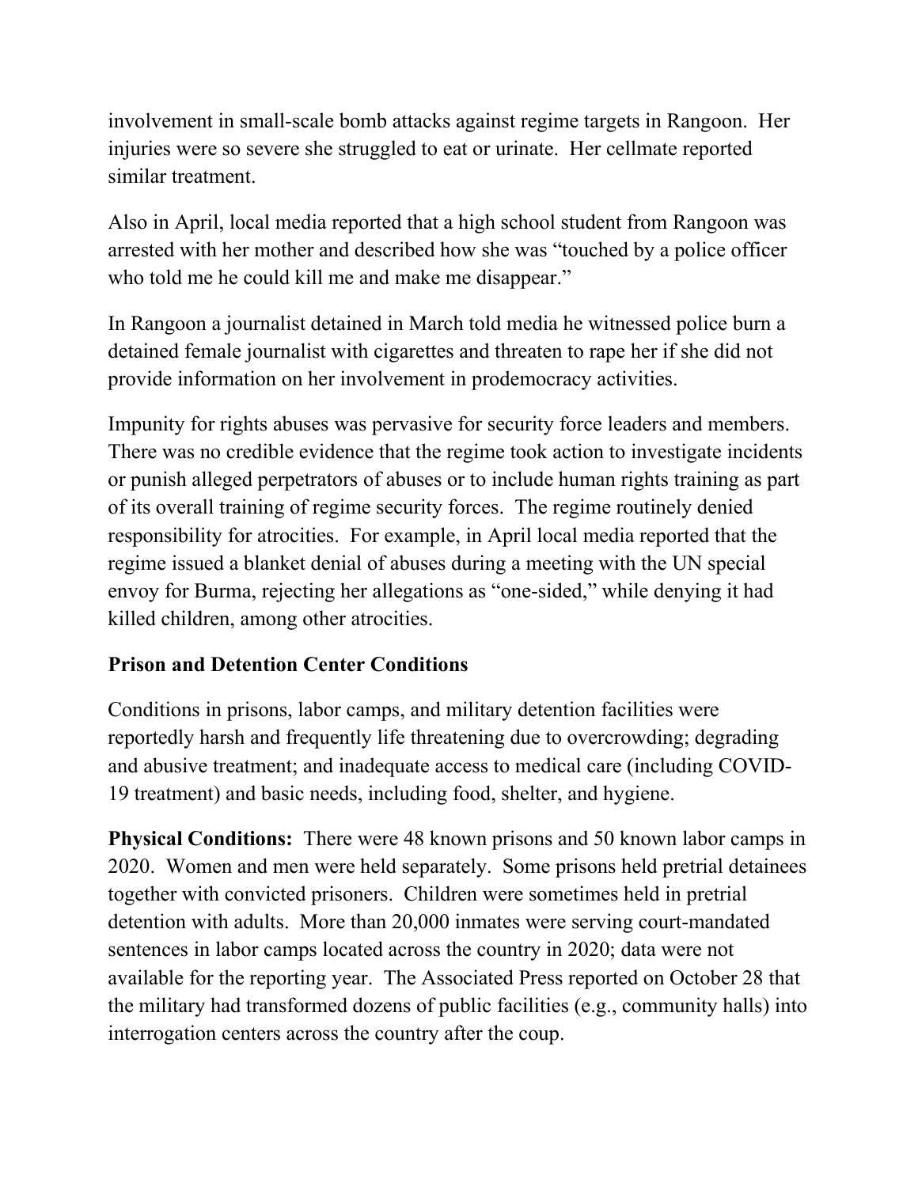involvement in small-scale bomb attacks against regime targets in Rangoon. Her injuries were so severe she struggled to eat or urinate. Her cellmate reported similar treatment.

Also in April, local media reported that a high school student from Rangoon was arrested with her mother and described how she was "touched by a police officer who told me he could kill me and make me disappear."

In Rangoon a journalist detained in March told media he witnessed police burn a detained female journalist with cigarettes and threaten to rape her if she did not provide information on her involvement in prodemocracy activities.

Impunity for rights abuses was pervasive for security force leaders and members. There was no credible evidence that the regime took action to investigate incidents or punish alleged perpetrators of abuses or to include human rights training as part of its overall training of regime security forces. The regime routinely denied responsibility for atrocities. For example, in April local media reported that the regime issued a blanket denial of abuses during a meeting with the UN special envoy for Burma, rejecting her allegations as "one-sided," while denying it had killed children, among other atrocities.

### Prison and Detention Center Conditions

Conditions in prisons, labor camps, and military detention facilities were reportedly harsh and frequently life threatening due to overcrowding; degrading and abusive treatment; and inadequate access to medical care (including COVID-19 treatment) and basic needs, including food, shelter, and hygiene.

**Physical Conditions:** There were 48 known prisons and 50 known labor camps in 2020. Women and men were held separately. Some prisons held pretrial detainees together with convicted prisoners. Children were sometimes held in pretrial detention with adults. More than 20,000 inmates were serving court-mandated sentences in labor camps located across the country in 2020; data were not available for the reporting year. The Associated Press reported on October 28 that the military had transformed dozens of public facilities (e.g., community halls) into interrogation centers across the country after the coup.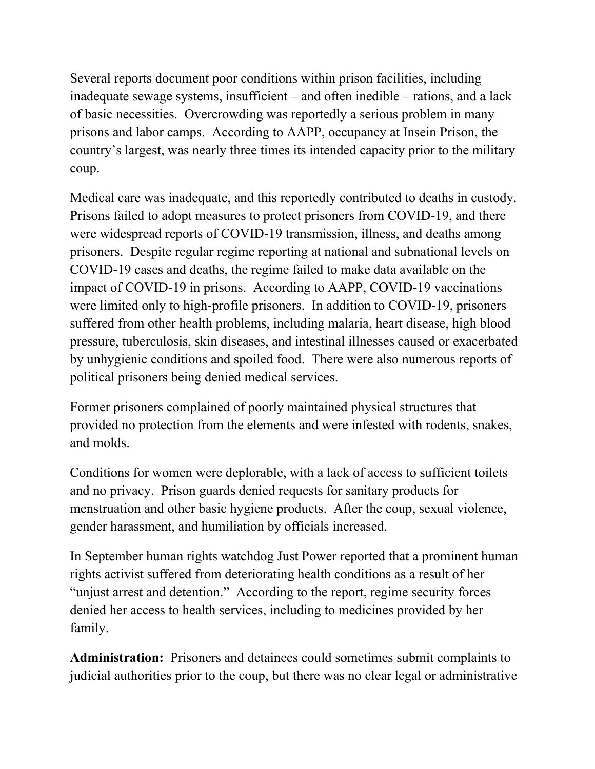Several reports document poor conditions within prison facilities, including inadequate sewage systems, insufficient – and often inedible – rations, and a lack of basic necessities. Overcrowding was reportedly a serious problem in many prisons and labor camps. According to AAPP, occupancy at Insein Prison, the country's largest, was nearly three times its intended capacity prior to the military coup.

Medical care was inadequate, and this reportedly contributed to deaths in custody. Prisons failed to adopt measures to protect prisoners from COVID-19, and there were widespread reports of COVID-19 transmission, illness, and deaths among prisoners. Despite regular regime reporting at national and subnational levels on COVID-19 cases and deaths, the regime failed to make data available on the impact of COVID-19 in prisons. According to AAPP, COVID-19 vaccinations were limited only to high-profile prisoners. In addition to COVID-19, prisoners suffered from other health problems, including malaria, heart disease, high blood pressure, tuberculosis, skin diseases, and intestinal illnesses caused or exacerbated by unhygienic conditions and spoiled food. There were also numerous reports of political prisoners being denied medical services.

Former prisoners complained of poorly maintained physical structures that provided no protection from the elements and were infested with rodents, snakes, and molds.

Conditions for women were deplorable, with a lack of access to sufficient toilets and no privacy. Prison guards denied requests for sanitary products for menstruation and other basic hygiene products. After the coup, sexual violence, gender harassment, and humiliation by officials increased.

In September human rights watchdog Just Power reported that a prominent human rights activist suffered from deteriorating health conditions as a result of her "unjust arrest and detention." According to the report, regime security forces denied her access to health services, including to medicines provided by her family.

**Administration:** Prisoners and detainees could sometimes submit complaints to judicial authorities prior to the coup, but there was no clear legal or administrative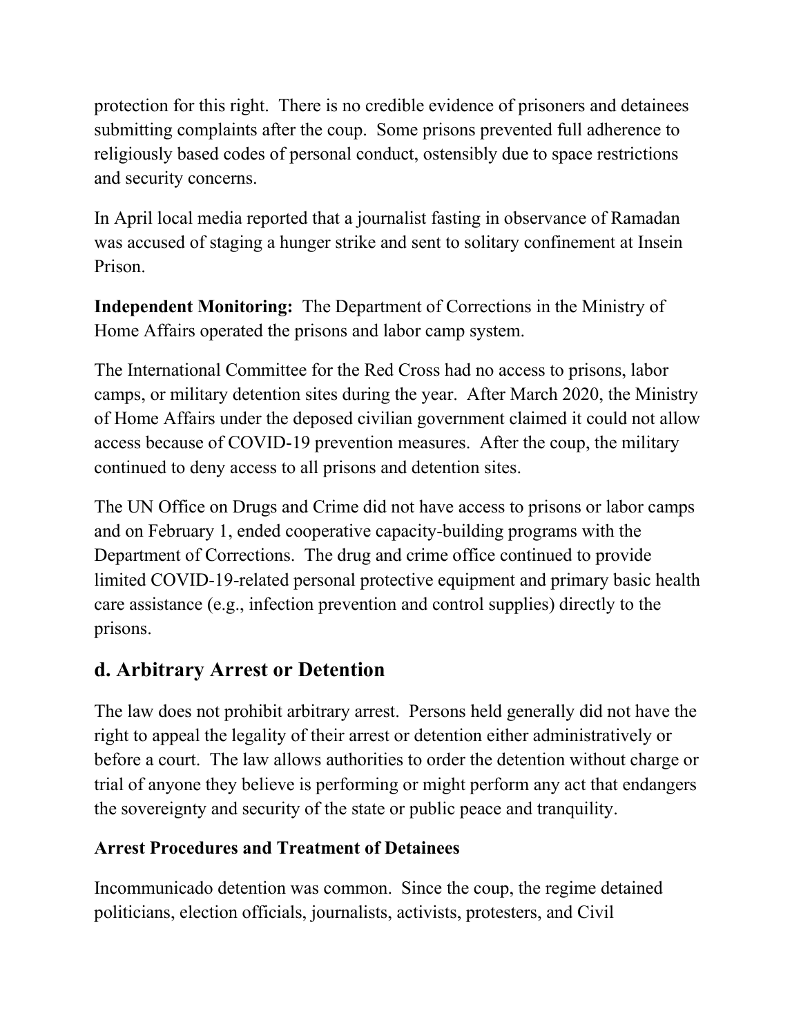protection for this right. There is no credible evidence of prisoners and detainees submitting complaints after the coup. Some prisons prevented full adherence to religiously based codes of personal conduct, ostensibly due to space restrictions and security concerns.

In April local media reported that a journalist fasting in observance of Ramadan was accused of staging a hunger strike and sent to solitary confinement at Insein Prison.

**Independent Monitoring:** The Department of Corrections in the Ministry of Home Affairs operated the prisons and labor camp system.

The International Committee for the Red Cross had no access to prisons, labor camps, or military detention sites during the year. After March 2020, the Ministry of Home Affairs under the deposed civilian government claimed it could not allow access because of COVID-19 prevention measures. After the coup, the military continued to deny access to all prisons and detention sites.

The UN Office on Drugs and Crime did not have access to prisons or labor camps and on February 1, ended cooperative capacity-building programs with the Department of Corrections. The drug and crime office continued to provide limited COVID-19-related personal protective equipment and primary basic health care assistance (e.g., infection prevention and control supplies) directly to the prisons.

## d. Arbitrary Arrest or Detention

The law does not prohibit arbitrary arrest. Persons held generally did not have the right to appeal the legality of their arrest or detention either administratively or before a court. The law allows authorities to order the detention without charge or trial of anyone they believe is performing or might perform any act that endangers the sovereignty and security of the state or public peace and tranquility.

### Arrest Procedures and Treatment of Detainees

Incommunicado detention was common. Since the coup, the regime detained politicians, election officials, journalists, activists, protesters, and Civil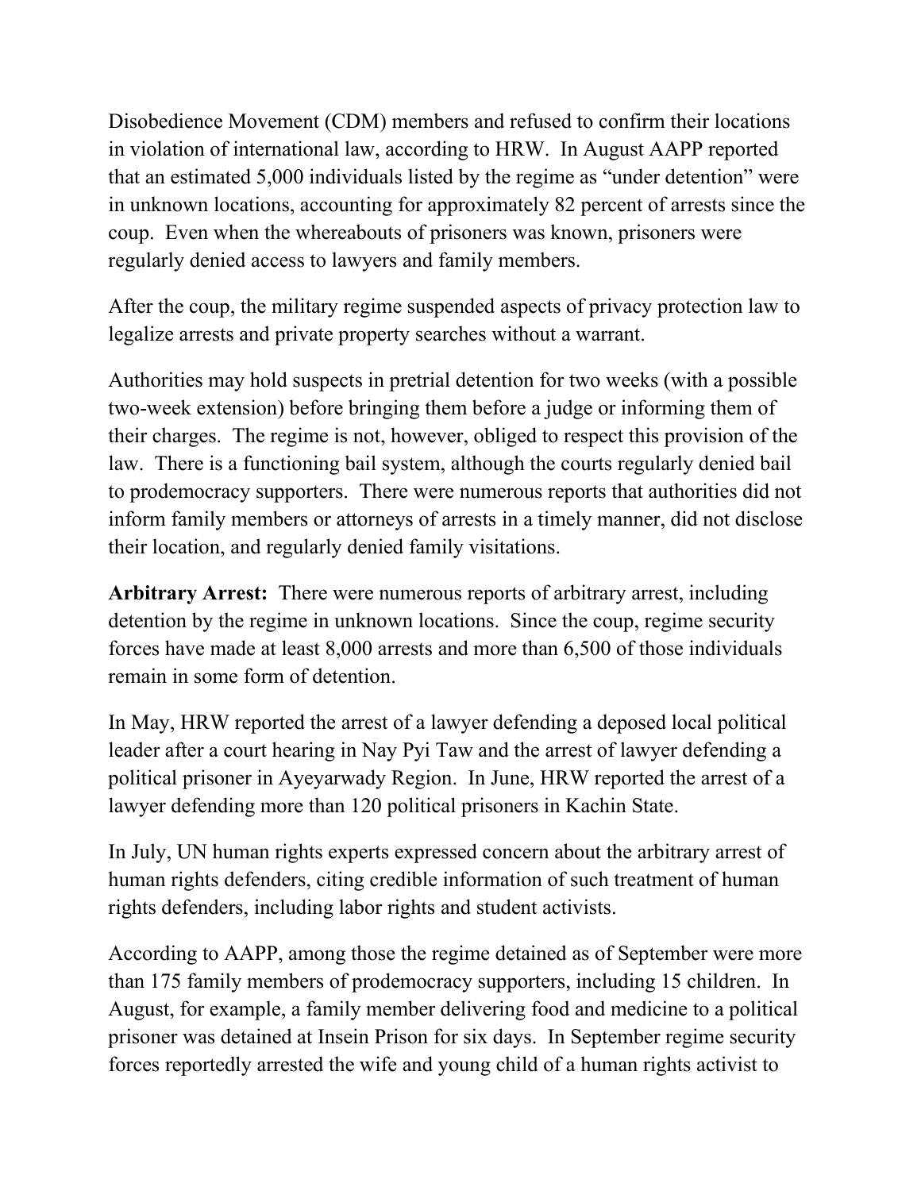Disobedience Movement (CDM) members and refused to confirm their locations in violation of international law, according to HRW. In August AAPP reported that an estimated 5,000 individuals listed by the regime as "under detention" were in unknown locations, accounting for approximately 82 percent of arrests since the coup. Even when the whereabouts of prisoners was known, prisoners were regularly denied access to lawyers and family members.

After the coup, the military regime suspended aspects of privacy protection law to legalize arrests and private property searches without a warrant.

Authorities may hold suspects in pretrial detention for two weeks (with a possible two-week extension) before bringing them before a judge or informing them of their charges. The regime is not, however, obliged to respect this provision of the law. There is a functioning bail system, although the courts regularly denied bail to prodemocracy supporters. There were numerous reports that authorities did not inform family members or attorneys of arrests in a timely manner, did not disclose their location, and regularly denied family visitations.

**Arbitrary Arrest:** There were numerous reports of arbitrary arrest, including detention by the regime in unknown locations. Since the coup, regime security forces have made at least 8,000 arrests and more than 6,500 of those individuals remain in some form of detention.

In May, HRW reported the arrest of a lawyer defending a deposed local political leader after a court hearing in Nay Pyi Taw and the arrest of lawyer defending a political prisoner in Ayeyarwady Region. In June, HRW reported the arrest of a lawyer defending more than 120 political prisoners in Kachin State.

In July, UN human rights experts expressed concern about the arbitrary arrest of human rights defenders, citing credible information of such treatment of human rights defenders, including labor rights and student activists.

According to AAPP, among those the regime detained as of September were more than 175 family members of prodemocracy supporters, including 15 children. In August, for example, a family member delivering food and medicine to a political prisoner was detained at Insein Prison for six days. In September regime security forces reportedly arrested the wife and young child of a human rights activist to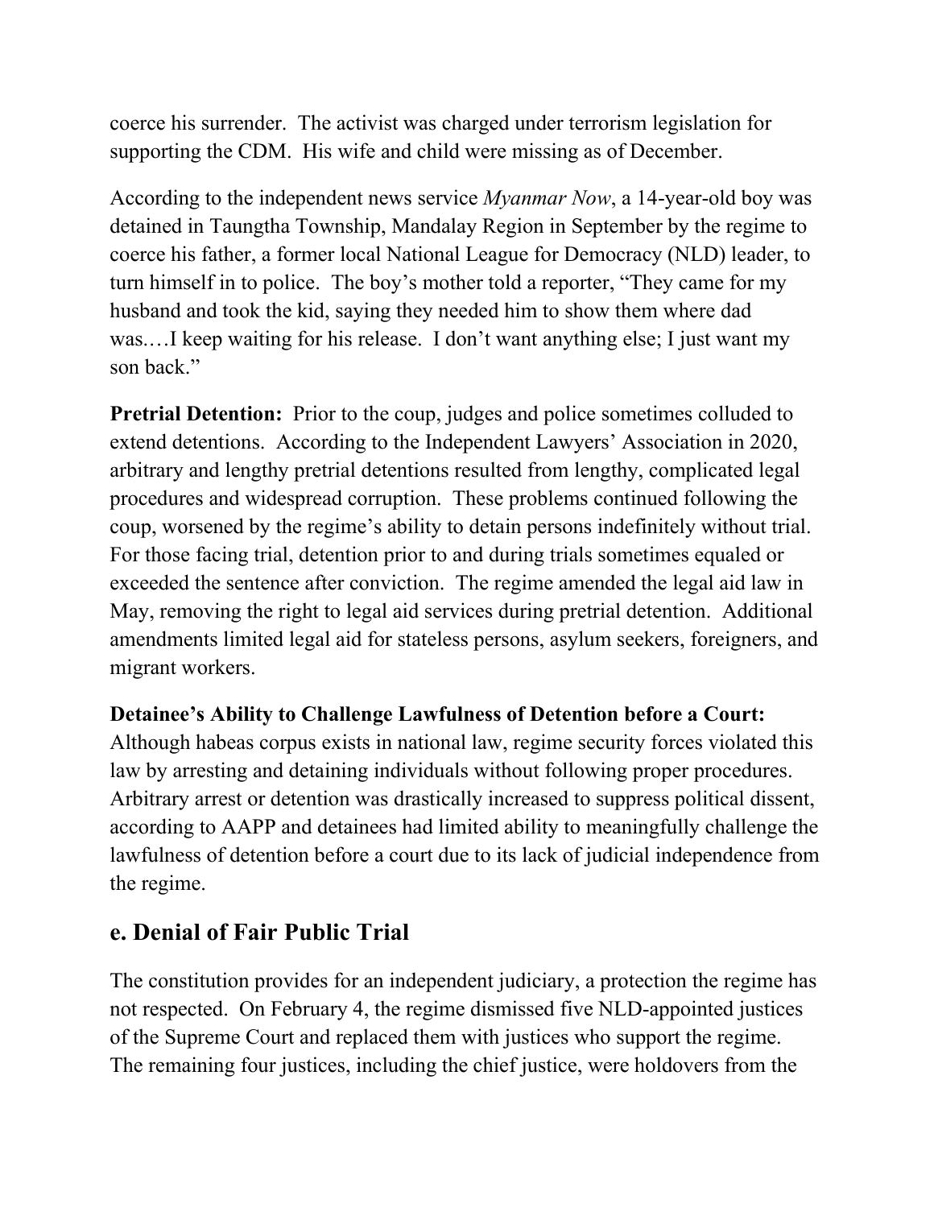coerce his surrender. The activist was charged under terrorism legislation for supporting the CDM. His wife and child were missing as of December.

According to the independent news service *Myanmar Now*, a 14-year-old boy was detained in Taungtha Township, Mandalay Region in September by the regime to coerce his father, a former local National League for Democracy (NLD) leader, to turn himself in to police. The boy's mother told a reporter, "They came for my husband and took the kid, saying they needed him to show them where dad was.…I keep waiting for his release. I don't want anything else; I just want my son back."

**Pretrial Detention:** Prior to the coup, judges and police sometimes colluded to extend detentions. According to the Independent Lawyers' Association in 2020, arbitrary and lengthy pretrial detentions resulted from lengthy, complicated legal procedures and widespread corruption. These problems continued following the coup, worsened by the regime's ability to detain persons indefinitely without trial. For those facing trial, detention prior to and during trials sometimes equaled or exceeded the sentence after conviction. The regime amended the legal aid law in May, removing the right to legal aid services during pretrial detention. Additional amendments limited legal aid for stateless persons, asylum seekers, foreigners, and migrant workers.

**Detainee's Ability to Challenge Lawfulness of Detention before a Court:** Although habeas corpus exists in national law, regime security forces violated this law by arresting and detaining individuals without following proper procedures. Arbitrary arrest or detention was drastically increased to suppress political dissent, according to AAPP and detainees had limited ability to meaningfully challenge the lawfulness of detention before a court due to its lack of judicial independence from the regime.

## e. Denial of Fair Public Trial

The constitution provides for an independent judiciary, a protection the regime has not respected. On February 4, the regime dismissed five NLD-appointed justices of the Supreme Court and replaced them with justices who support the regime. The remaining four justices, including the chief justice, were holdovers from the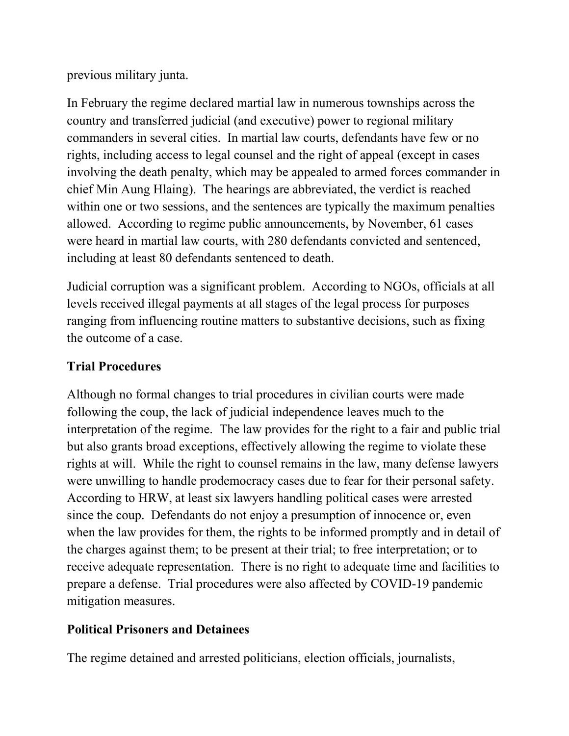previous military junta.

In February the regime declared martial law in numerous townships across the country and transferred judicial (and executive) power to regional military commanders in several cities. In martial law courts, defendants have few or no rights, including access to legal counsel and the right of appeal (except in cases involving the death penalty, which may be appealed to armed forces commander in chief Min Aung Hlaing). The hearings are abbreviated, the verdict is reached within one or two sessions, and the sentences are typically the maximum penalties allowed. According to regime public announcements, by November, 61 cases were heard in martial law courts, with 280 defendants convicted and sentenced, including at least 80 defendants sentenced to death.

Judicial corruption was a significant problem. According to NGOs, officials at all levels received illegal payments at all stages of the legal process for purposes ranging from influencing routine matters to substantive decisions, such as fixing the outcome of a case.

## Trial Procedures

Although no formal changes to trial procedures in civilian courts were made following the coup, the lack of judicial independence leaves much to the interpretation of the regime. The law provides for the right to a fair and public trial but also grants broad exceptions, effectively allowing the regime to violate these rights at will. While the right to counsel remains in the law, many defense lawyers were unwilling to handle prodemocracy cases due to fear for their personal safety. According to HRW, at least six lawyers handling political cases were arrested since the coup. Defendants do not enjoy a presumption of innocence or, even when the law provides for them, the rights to be informed promptly and in detail of the charges against them; to be present at their trial; to free interpretation; or to receive adequate representation. There is no right to adequate time and facilities to prepare a defense. Trial procedures were also affected by COVID-19 pandemic mitigation measures.

## Political Prisoners and Detainees

The regime detained and arrested politicians, election officials, journalists,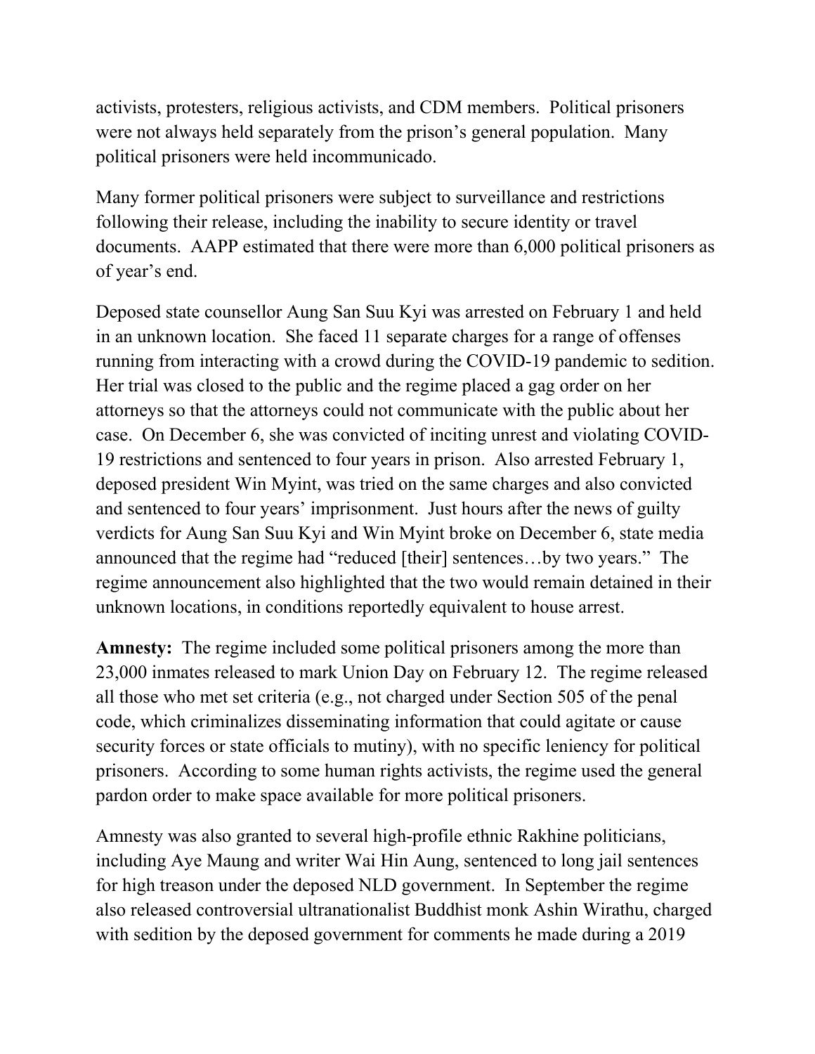activists, protesters, religious activists, and CDM members. Political prisoners were not always held separately from the prison's general population. Many political prisoners were held incommunicado.

Many former political prisoners were subject to surveillance and restrictions following their release, including the inability to secure identity or travel documents. AAPP estimated that there were more than 6,000 political prisoners as of year's end.

Deposed state counsellor Aung San Suu Kyi was arrested on February 1 and held in an unknown location. She faced 11 separate charges for a range of offenses running from interacting with a crowd during the COVID-19 pandemic to sedition. Her trial was closed to the public and the regime placed a gag order on her attorneys so that the attorneys could not communicate with the public about her case. On December 6, she was convicted of inciting unrest and violating COVID-19 restrictions and sentenced to four years in prison. Also arrested February 1, deposed president Win Myint, was tried on the same charges and also convicted and sentenced to four years' imprisonment. Just hours after the news of guilty verdicts for Aung San Suu Kyi and Win Myint broke on December 6, state media announced that the regime had "reduced [their] sentences…by two years." The regime announcement also highlighted that the two would remain detained in their unknown locations, in conditions reportedly equivalent to house arrest.

**Amnesty:** The regime included some political prisoners among the more than 23,000 inmates released to mark Union Day on February 12. The regime released all those who met set criteria (e.g., not charged under Section 505 of the penal code, which criminalizes disseminating information that could agitate or cause security forces or state officials to mutiny), with no specific leniency for political prisoners. According to some human rights activists, the regime used the general pardon order to make space available for more political prisoners.

Amnesty was also granted to several high-profile ethnic Rakhine politicians, including Aye Maung and writer Wai Hin Aung, sentenced to long jail sentences for high treason under the deposed NLD government. In September the regime also released controversial ultranationalist Buddhist monk Ashin Wirathu, charged with sedition by the deposed government for comments he made during a 2019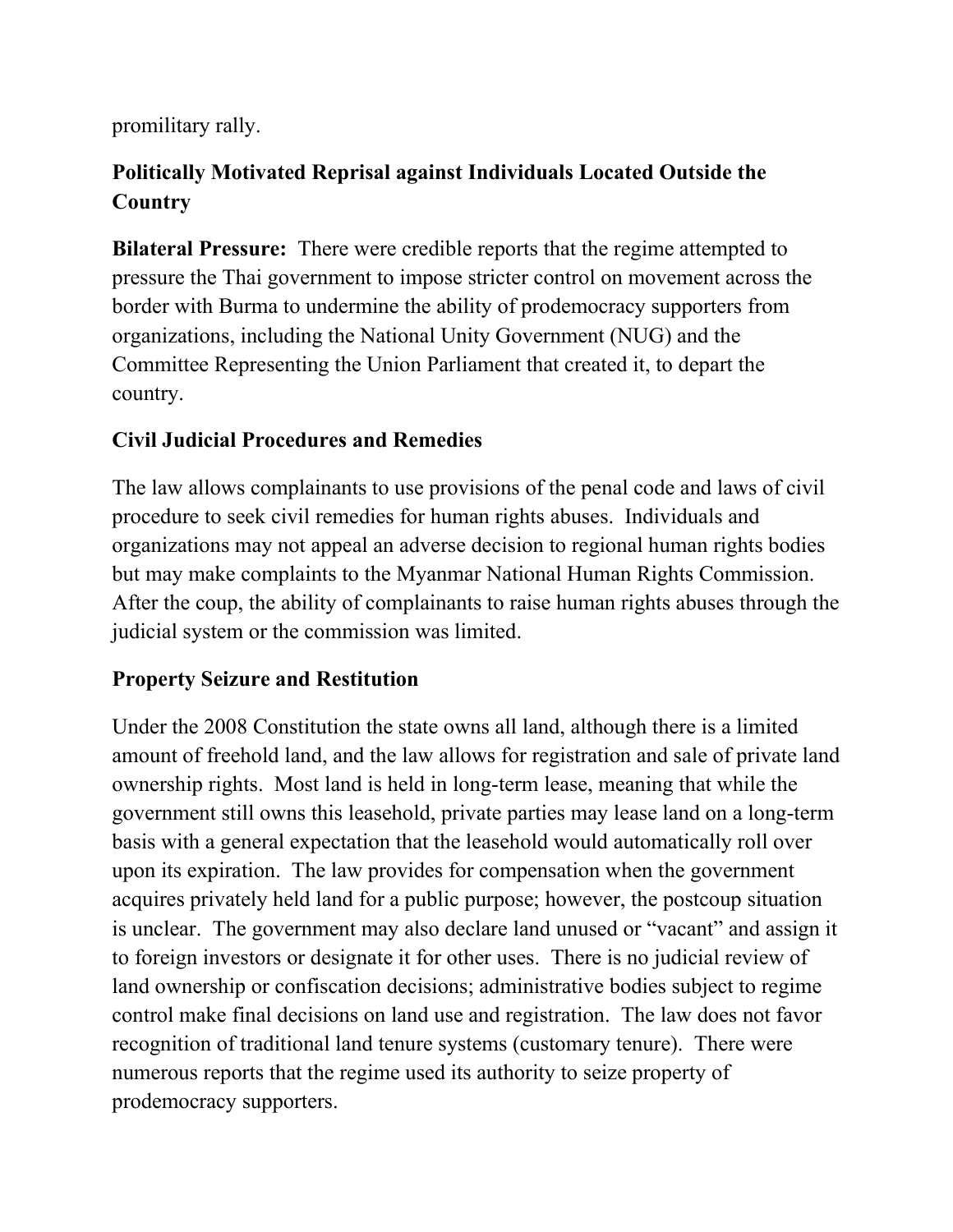promilitary rally.

### Politically Motivated Reprisal against Individuals Located Outside the Country

**Bilateral Pressure:** There were credible reports that the regime attempted to pressure the Thai government to impose stricter control on movement across the border with Burma to undermine the ability of prodemocracy supporters from organizations, including the National Unity Government (NUG) and the Committee Representing the Union Parliament that created it, to depart the country.

### Civil Judicial Procedures and Remedies

The law allows complainants to use provisions of the penal code and laws of civil procedure to seek civil remedies for human rights abuses. Individuals and organizations may not appeal an adverse decision to regional human rights bodies but may make complaints to the Myanmar National Human Rights Commission. After the coup, the ability of complainants to raise human rights abuses through the judicial system or the commission was limited.

### Property Seizure and Restitution

Under the 2008 Constitution the state owns all land, although there is a limited amount of freehold land, and the law allows for registration and sale of private land ownership rights. Most land is held in long-term lease, meaning that while the government still owns this leasehold, private parties may lease land on a long-term basis with a general expectation that the leasehold would automatically roll over upon its expiration. The law provides for compensation when the government acquires privately held land for a public purpose; however, the postcoup situation is unclear. The government may also declare land unused or "vacant" and assign it to foreign investors or designate it for other uses. There is no judicial review of land ownership or confiscation decisions; administrative bodies subject to regime control make final decisions on land use and registration. The law does not favor recognition of traditional land tenure systems (customary tenure). There were numerous reports that the regime used its authority to seize property of prodemocracy supporters.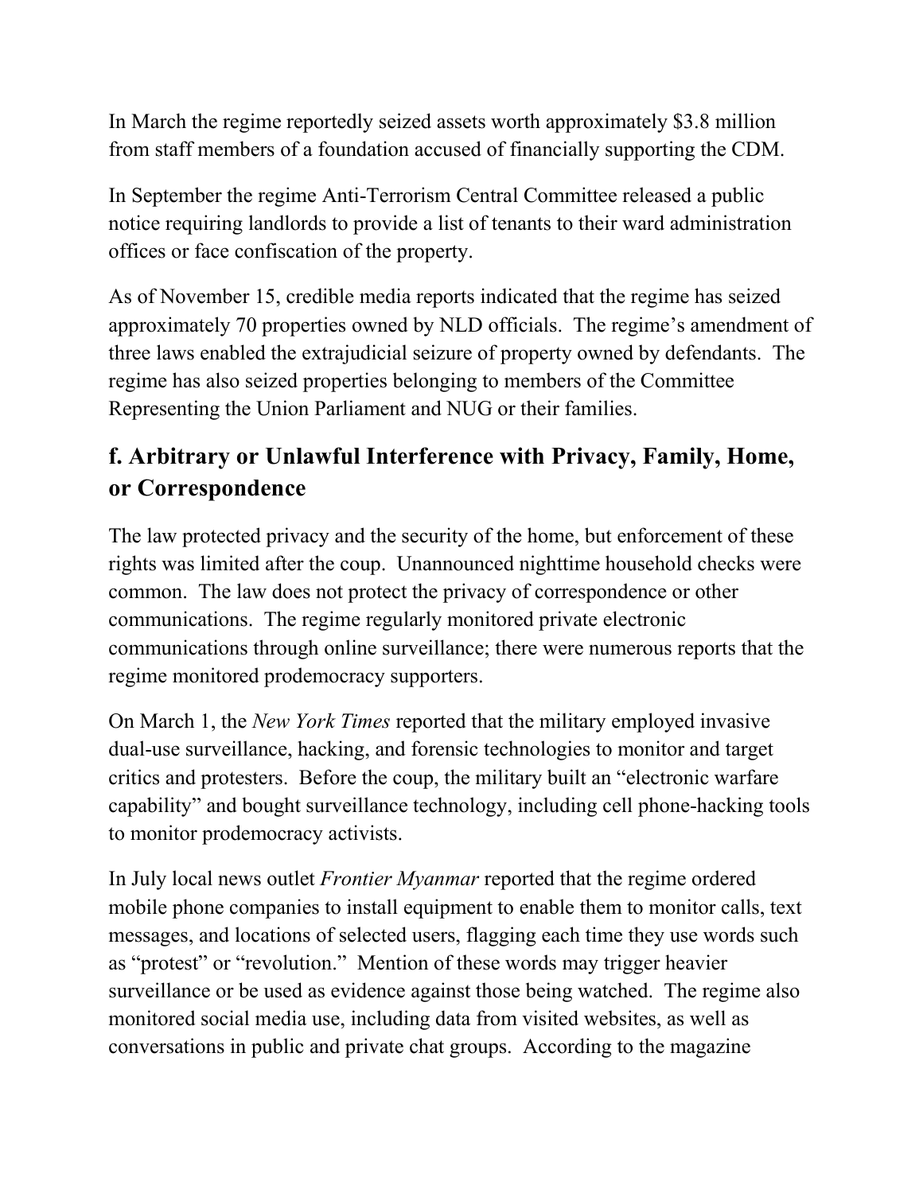In March the regime reportedly seized assets worth approximately $3.8 million from staff members of a foundation accused of financially supporting the CDM.

In September the regime Anti-Terrorism Central Committee released a public notice requiring landlords to provide a list of tenants to their ward administration offices or face confiscation of the property.

As of November 15, credible media reports indicated that the regime has seized approximately 70 properties owned by NLD officials. The regime's amendment of three laws enabled the extrajudicial seizure of property owned by defendants. The regime has also seized properties belonging to members of the Committee Representing the Union Parliament and NUG or their families.

## f. Arbitrary or Unlawful Interference with Privacy, Family, Home, or Correspondence

The law protected privacy and the security of the home, but enforcement of these rights was limited after the coup. Unannounced nighttime household checks were common. The law does not protect the privacy of correspondence or other communications. The regime regularly monitored private electronic communications through online surveillance; there were numerous reports that the regime monitored prodemocracy supporters.

On March 1, the *New York Times* reported that the military employed invasive dual-use surveillance, hacking, and forensic technologies to monitor and target critics and protesters. Before the coup, the military built an "electronic warfare capability" and bought surveillance technology, including cell phone-hacking tools to monitor prodemocracy activists.

In July local news outlet *Frontier Myanmar* reported that the regime ordered mobile phone companies to install equipment to enable them to monitor calls, text messages, and locations of selected users, flagging each time they use words such as "protest" or "revolution." Mention of these words may trigger heavier surveillance or be used as evidence against those being watched. The regime also monitored social media use, including data from visited websites, as well as conversations in public and private chat groups. According to the magazine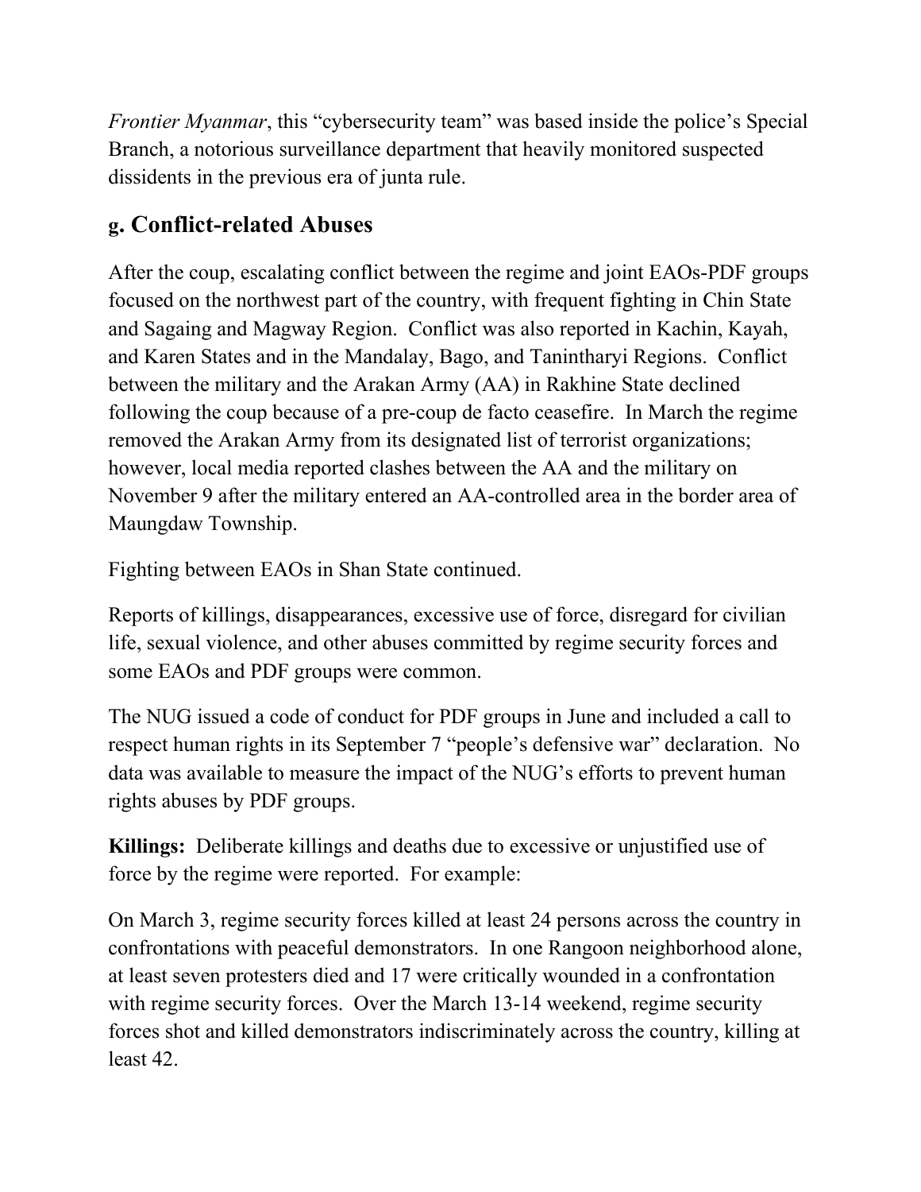*Frontier Myanmar*, this "cybersecurity team" was based inside the police's Special Branch, a notorious surveillance department that heavily monitored suspected dissidents in the previous era of junta rule.

## g. Conflict-related Abuses

After the coup, escalating conflict between the regime and joint EAOs-PDF groups focused on the northwest part of the country, with frequent fighting in Chin State and Sagaing and Magway Region. Conflict was also reported in Kachin, Kayah, and Karen States and in the Mandalay, Bago, and Tanintharyi Regions. Conflict between the military and the Arakan Army (AA) in Rakhine State declined following the coup because of a pre-coup de facto ceasefire. In March the regime removed the Arakan Army from its designated list of terrorist organizations; however, local media reported clashes between the AA and the military on November 9 after the military entered an AA-controlled area in the border area of Maungdaw Township.

Fighting between EAOs in Shan State continued.

Reports of killings, disappearances, excessive use of force, disregard for civilian life, sexual violence, and other abuses committed by regime security forces and some EAOs and PDF groups were common.

The NUG issued a code of conduct for PDF groups in June and included a call to respect human rights in its September 7 "people's defensive war" declaration. No data was available to measure the impact of the NUG's efforts to prevent human rights abuses by PDF groups.

**Killings:** Deliberate killings and deaths due to excessive or unjustified use of force by the regime were reported. For example:

On March 3, regime security forces killed at least 24 persons across the country in confrontations with peaceful demonstrators. In one Rangoon neighborhood alone, at least seven protesters died and 17 were critically wounded in a confrontation with regime security forces. Over the March 13-14 weekend, regime security forces shot and killed demonstrators indiscriminately across the country, killing at least 42.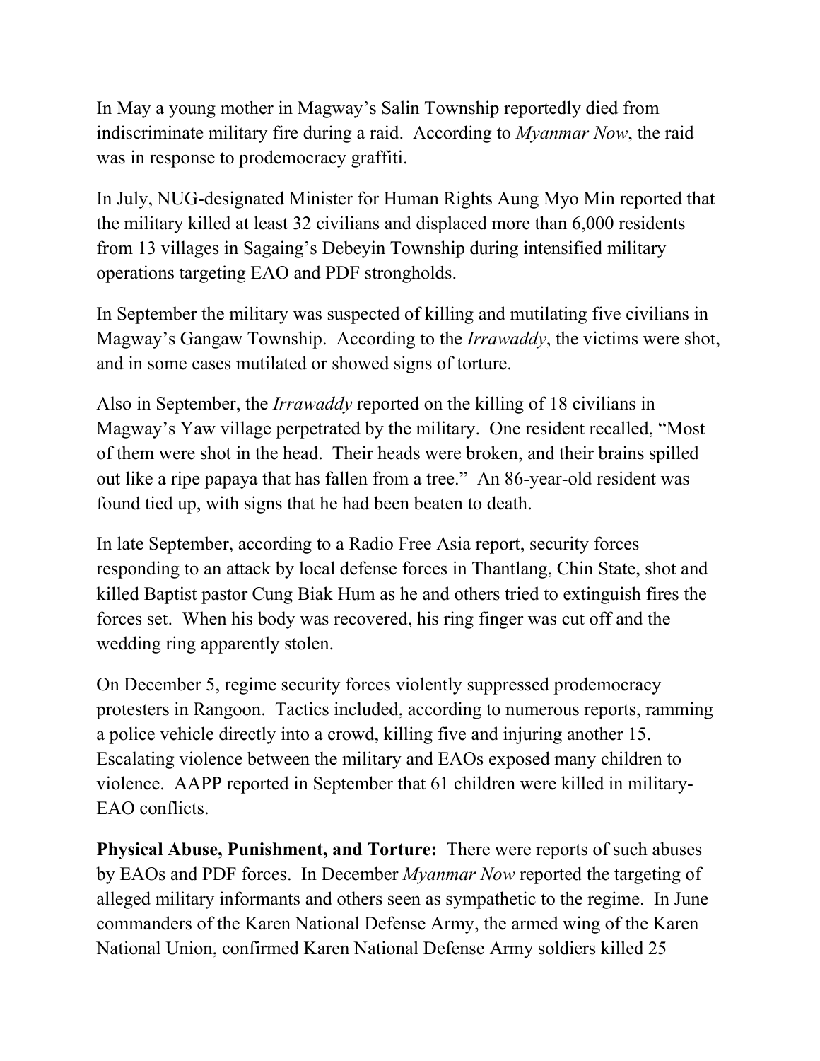In May a young mother in Magway's Salin Township reportedly died from indiscriminate military fire during a raid. According to *Myanmar Now*, the raid was in response to prodemocracy graffiti.

In July, NUG-designated Minister for Human Rights Aung Myo Min reported that the military killed at least 32 civilians and displaced more than 6,000 residents from 13 villages in Sagaing's Debeyin Township during intensified military operations targeting EAO and PDF strongholds.

In September the military was suspected of killing and mutilating five civilians in Magway's Gangaw Township. According to the *Irrawaddy*, the victims were shot, and in some cases mutilated or showed signs of torture.

Also in September, the *Irrawaddy* reported on the killing of 18 civilians in Magway's Yaw village perpetrated by the military. One resident recalled, "Most of them were shot in the head. Their heads were broken, and their brains spilled out like a ripe papaya that has fallen from a tree." An 86-year-old resident was found tied up, with signs that he had been beaten to death.

In late September, according to a Radio Free Asia report, security forces responding to an attack by local defense forces in Thantlang, Chin State, shot and killed Baptist pastor Cung Biak Hum as he and others tried to extinguish fires the forces set. When his body was recovered, his ring finger was cut off and the wedding ring apparently stolen.

On December 5, regime security forces violently suppressed prodemocracy protesters in Rangoon. Tactics included, according to numerous reports, ramming a police vehicle directly into a crowd, killing five and injuring another 15. Escalating violence between the military and EAOs exposed many children to violence. AAPP reported in September that 61 children were killed in military-EAO conflicts.

**Physical Abuse, Punishment, and Torture:** There were reports of such abuses by EAOs and PDF forces. In December *Myanmar Now* reported the targeting of alleged military informants and others seen as sympathetic to the regime. In June commanders of the Karen National Defense Army, the armed wing of the Karen National Union, confirmed Karen National Defense Army soldiers killed 25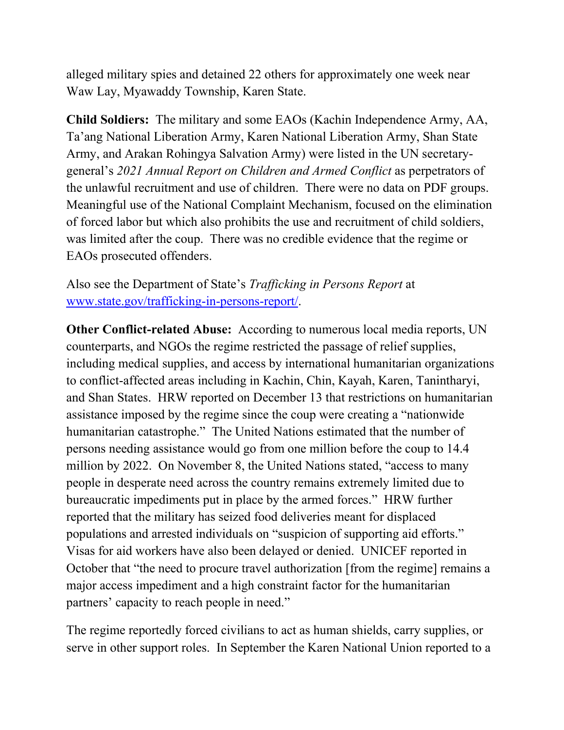alleged military spies and detained 22 others for approximately one week near Waw Lay, Myawaddy Township, Karen State.

**Child Soldiers:** The military and some EAOs (Kachin Independence Army, AA, Ta'ang National Liberation Army, Karen National Liberation Army, Shan State Army, and Arakan Rohingya Salvation Army) were listed in the UN secretary-general's *2021 Annual Report on Children and Armed Conflict* as perpetrators of the unlawful recruitment and use of children. There were no data on PDF groups. Meaningful use of the National Complaint Mechanism, focused on the elimination of forced labor but which also prohibits the use and recruitment of child soldiers, was limited after the coup. There was no credible evidence that the regime or EAOs prosecuted offenders.

Also see the Department of State's *Trafficking in Persons Report* at [www.state.gov/trafficking-in-persons-report/](www.state.gov/trafficking-in-persons-report/).

**Other Conflict-related Abuse:** According to numerous local media reports, UN counterparts, and NGOs the regime restricted the passage of relief supplies, including medical supplies, and access by international humanitarian organizations to conflict-affected areas including in Kachin, Chin, Kayah, Karen, Tanintharyi, and Shan States. HRW reported on December 13 that restrictions on humanitarian assistance imposed by the regime since the coup were creating a "nationwide humanitarian catastrophe." The United Nations estimated that the number of persons needing assistance would go from one million before the coup to 14.4 million by 2022. On November 8, the United Nations stated, "access to many people in desperate need across the country remains extremely limited due to bureaucratic impediments put in place by the armed forces." HRW further reported that the military has seized food deliveries meant for displaced populations and arrested individuals on "suspicion of supporting aid efforts." Visas for aid workers have also been delayed or denied. UNICEF reported in October that "the need to procure travel authorization [from the regime] remains a major access impediment and a high constraint factor for the humanitarian partners' capacity to reach people in need."

The regime reportedly forced civilians to act as human shields, carry supplies, or serve in other support roles. In September the Karen National Union reported to a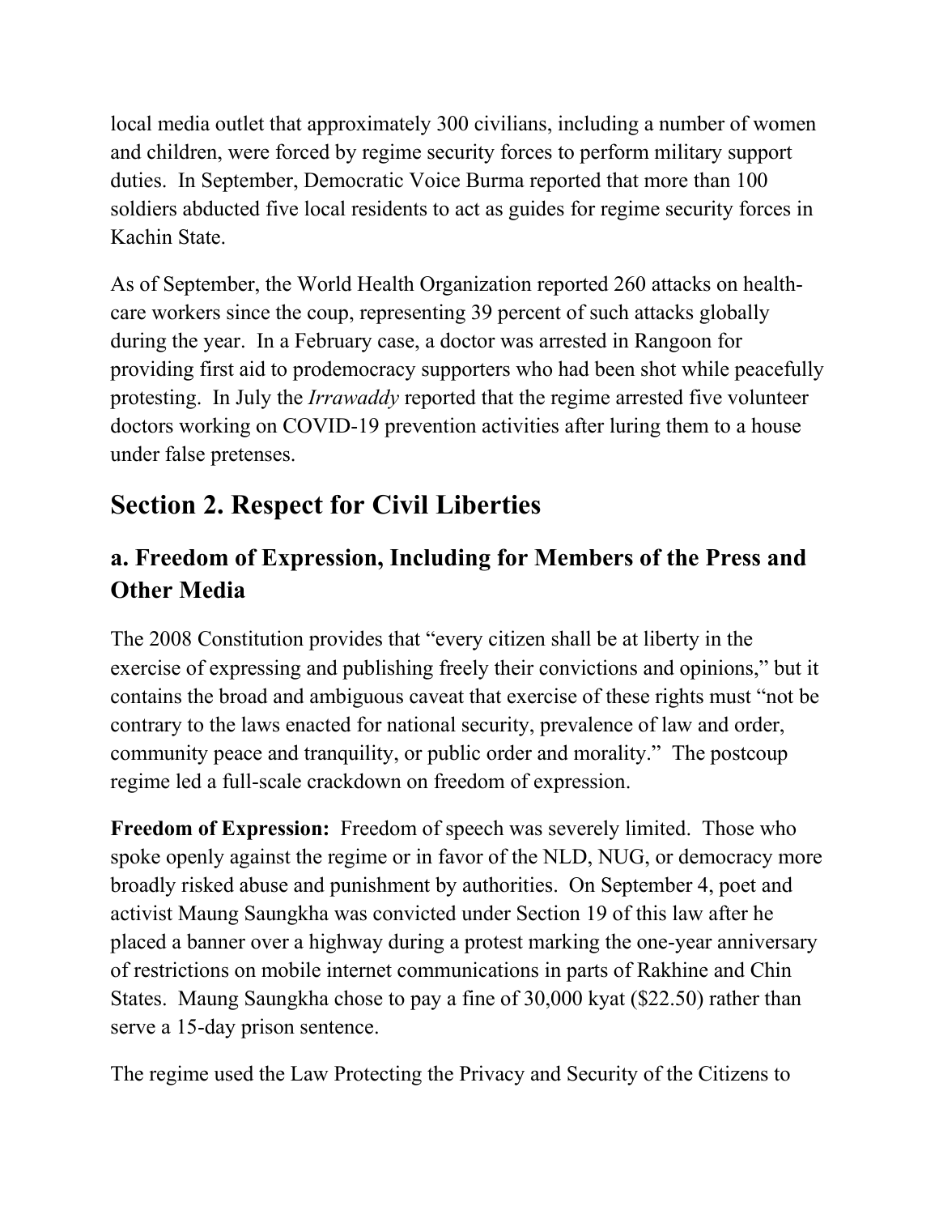local media outlet that approximately 300 civilians, including a number of women and children, were forced by regime security forces to perform military support duties. In September, Democratic Voice Burma reported that more than 100 soldiers abducted five local residents to act as guides for regime security forces in Kachin State.

As of September, the World Health Organization reported 260 attacks on health-care workers since the coup, representing 39 percent of such attacks globally during the year. In a February case, a doctor was arrested in Rangoon for providing first aid to prodemocracy supporters who had been shot while peacefully protesting. In July the *Irrawaddy* reported that the regime arrested five volunteer doctors working on COVID-19 prevention activities after luring them to a house under false pretenses.

## Section 2. Respect for Civil Liberties

### a. Freedom of Expression, Including for Members of the Press and Other Media

The 2008 Constitution provides that "every citizen shall be at liberty in the exercise of expressing and publishing freely their convictions and opinions," but it contains the broad and ambiguous caveat that exercise of these rights must "not be contrary to the laws enacted for national security, prevalence of law and order, community peace and tranquility, or public order and morality." The postcoup regime led a full-scale crackdown on freedom of expression.

**Freedom of Expression:** Freedom of speech was severely limited. Those who spoke openly against the regime or in favor of the NLD, NUG, or democracy more broadly risked abuse and punishment by authorities. On September 4, poet and activist Maung Saungkha was convicted under Section 19 of this law after he placed a banner over a highway during a protest marking the one-year anniversary of restrictions on mobile internet communications in parts of Rakhine and Chin States. Maung Saungkha chose to pay a fine of 30,000 kyat ($22.50) rather than serve a 15-day prison sentence.

The regime used the Law Protecting the Privacy and Security of the Citizens to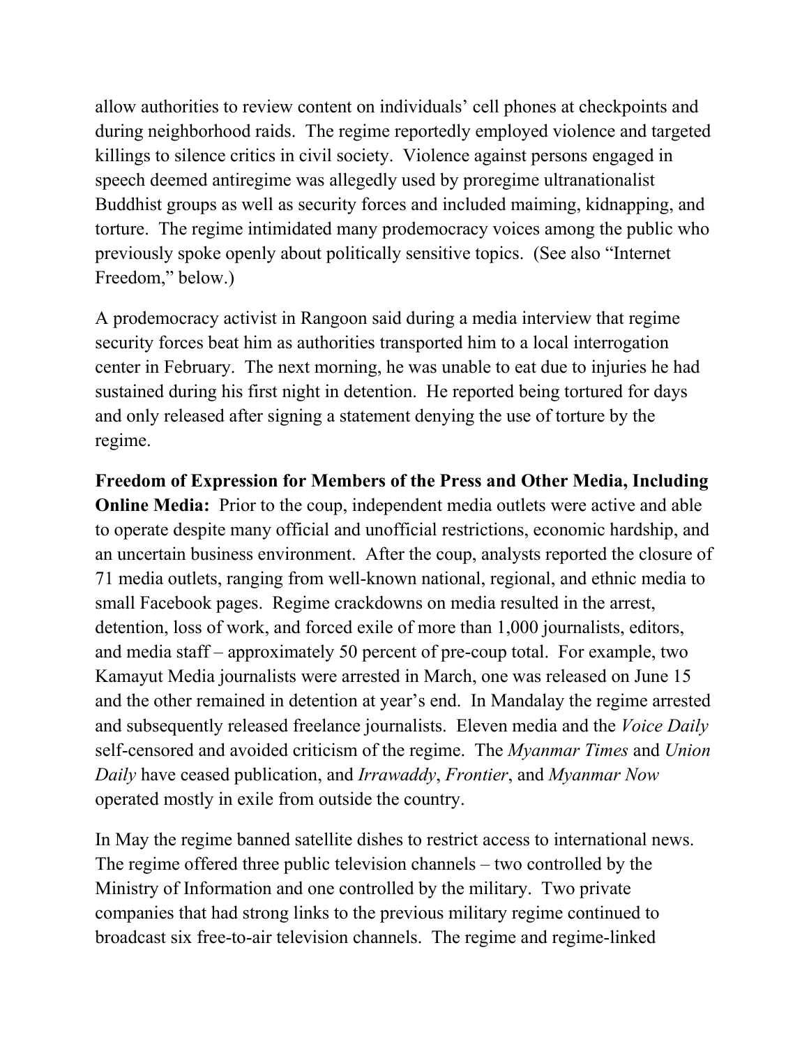allow authorities to review content on individuals' cell phones at checkpoints and during neighborhood raids. The regime reportedly employed violence and targeted killings to silence critics in civil society. Violence against persons engaged in speech deemed antiregime was allegedly used by proregime ultranationalist Buddhist groups as well as security forces and included maiming, kidnapping, and torture. The regime intimidated many prodemocracy voices among the public who previously spoke openly about politically sensitive topics. (See also "Internet Freedom," below.)

A prodemocracy activist in Rangoon said during a media interview that regime security forces beat him as authorities transported him to a local interrogation center in February. The next morning, he was unable to eat due to injuries he had sustained during his first night in detention. He reported being tortured for days and only released after signing a statement denying the use of torture by the regime.

**Freedom of Expression for Members of the Press and Other Media, Including Online Media:** Prior to the coup, independent media outlets were active and able to operate despite many official and unofficial restrictions, economic hardship, and an uncertain business environment. After the coup, analysts reported the closure of 71 media outlets, ranging from well-known national, regional, and ethnic media to small Facebook pages. Regime crackdowns on media resulted in the arrest, detention, loss of work, and forced exile of more than 1,000 journalists, editors, and media staff – approximately 50 percent of pre-coup total. For example, two Kamayut Media journalists were arrested in March, one was released on June 15 and the other remained in detention at year's end. In Mandalay the regime arrested and subsequently released freelance journalists. Eleven media and the *Voice Daily* self-censored and avoided criticism of the regime. The *Myanmar Times* and *Union Daily* have ceased publication, and *Irrawaddy*, *Frontier*, and *Myanmar Now* operated mostly in exile from outside the country.

In May the regime banned satellite dishes to restrict access to international news. The regime offered three public television channels – two controlled by the Ministry of Information and one controlled by the military. Two private companies that had strong links to the previous military regime continued to broadcast six free-to-air television channels. The regime and regime-linked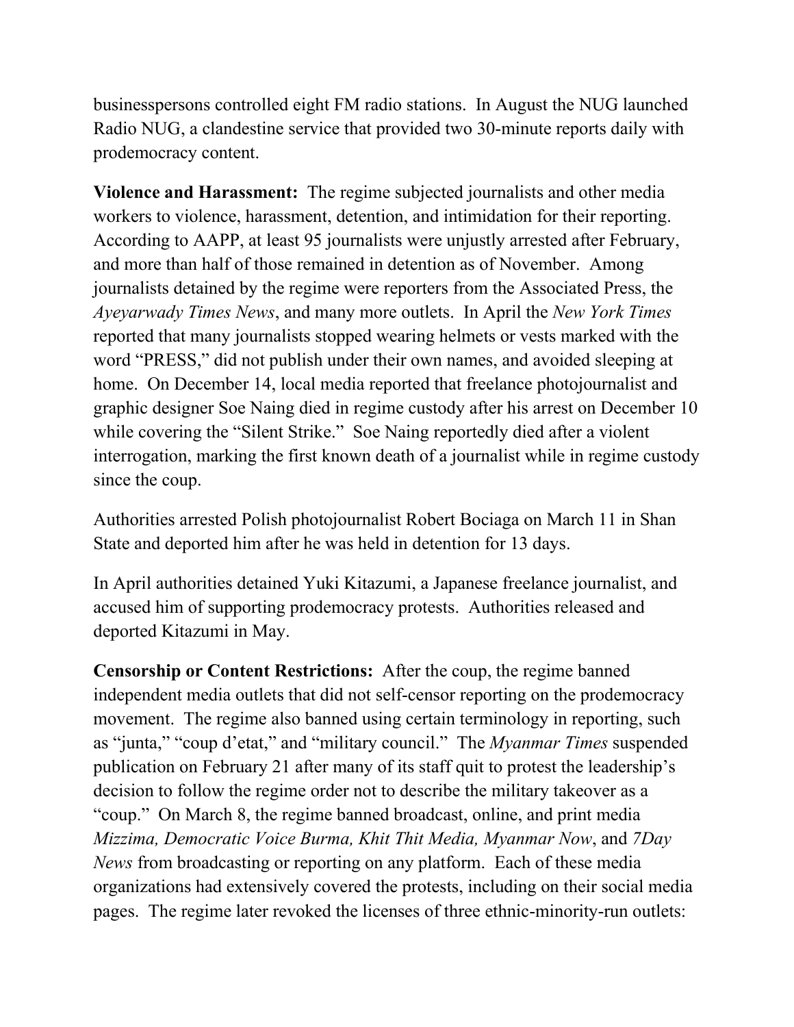businesspersons controlled eight FM radio stations. In August the NUG launched Radio NUG, a clandestine service that provided two 30-minute reports daily with prodemocracy content.

**Violence and Harassment:** The regime subjected journalists and other media workers to violence, harassment, detention, and intimidation for their reporting. According to AAPP, at least 95 journalists were unjustly arrested after February, and more than half of those remained in detention as of November. Among journalists detained by the regime were reporters from the Associated Press, the *Ayeyarwady Times News*, and many more outlets. In April the *New York Times* reported that many journalists stopped wearing helmets or vests marked with the word "PRESS," did not publish under their own names, and avoided sleeping at home. On December 14, local media reported that freelance photojournalist and graphic designer Soe Naing died in regime custody after his arrest on December 10 while covering the "Silent Strike." Soe Naing reportedly died after a violent interrogation, marking the first known death of a journalist while in regime custody since the coup.

Authorities arrested Polish photojournalist Robert Bociaga on March 11 in Shan State and deported him after he was held in detention for 13 days.

In April authorities detained Yuki Kitazumi, a Japanese freelance journalist, and accused him of supporting prodemocracy protests. Authorities released and deported Kitazumi in May.

**Censorship or Content Restrictions:** After the coup, the regime banned independent media outlets that did not self-censor reporting on the prodemocracy movement. The regime also banned using certain terminology in reporting, such as "junta," "coup d'etat," and "military council." The *Myanmar Times* suspended publication on February 21 after many of its staff quit to protest the leadership's decision to follow the regime order not to describe the military takeover as a "coup." On March 8, the regime banned broadcast, online, and print media *Mizzima, Democratic Voice Burma, Khit Thit Media, Myanmar Now*, and *7Day News* from broadcasting or reporting on any platform. Each of these media organizations had extensively covered the protests, including on their social media pages. The regime later revoked the licenses of three ethnic-minority-run outlets: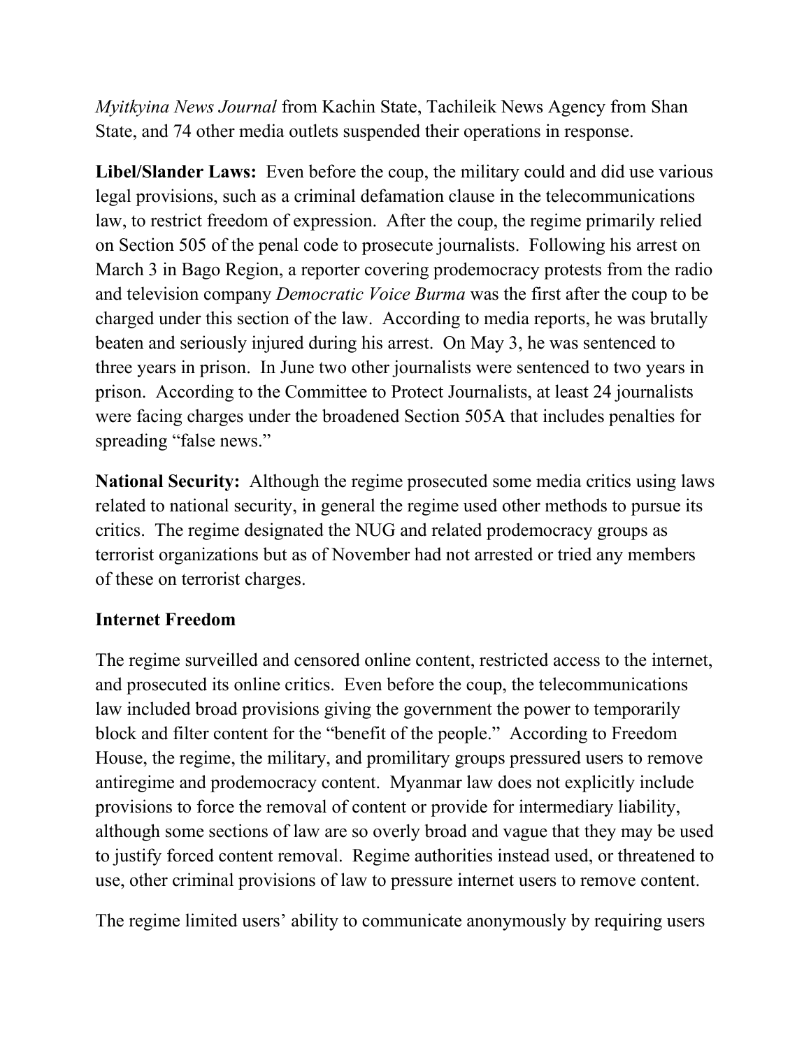*Myitkyina News Journal* from Kachin State, Tachileik News Agency from Shan State, and 74 other media outlets suspended their operations in response.

**Libel/Slander Laws:** Even before the coup, the military could and did use various legal provisions, such as a criminal defamation clause in the telecommunications law, to restrict freedom of expression. After the coup, the regime primarily relied on Section 505 of the penal code to prosecute journalists. Following his arrest on March 3 in Bago Region, a reporter covering prodemocracy protests from the radio and television company *Democratic Voice Burma* was the first after the coup to be charged under this section of the law. According to media reports, he was brutally beaten and seriously injured during his arrest. On May 3, he was sentenced to three years in prison. In June two other journalists were sentenced to two years in prison. According to the Committee to Protect Journalists, at least 24 journalists were facing charges under the broadened Section 505A that includes penalties for spreading "false news."

**National Security:** Although the regime prosecuted some media critics using laws related to national security, in general the regime used other methods to pursue its critics. The regime designated the NUG and related prodemocracy groups as terrorist organizations but as of November had not arrested or tried any members of these on terrorist charges.

**Internet Freedom**

The regime surveilled and censored online content, restricted access to the internet, and prosecuted its online critics. Even before the coup, the telecommunications law included broad provisions giving the government the power to temporarily block and filter content for the "benefit of the people." According to Freedom House, the regime, the military, and promilitary groups pressured users to remove antiregime and prodemocracy content. Myanmar law does not explicitly include provisions to force the removal of content or provide for intermediary liability, although some sections of law are so overly broad and vague that they may be used to justify forced content removal. Regime authorities instead used, or threatened to use, other criminal provisions of law to pressure internet users to remove content.

The regime limited users' ability to communicate anonymously by requiring users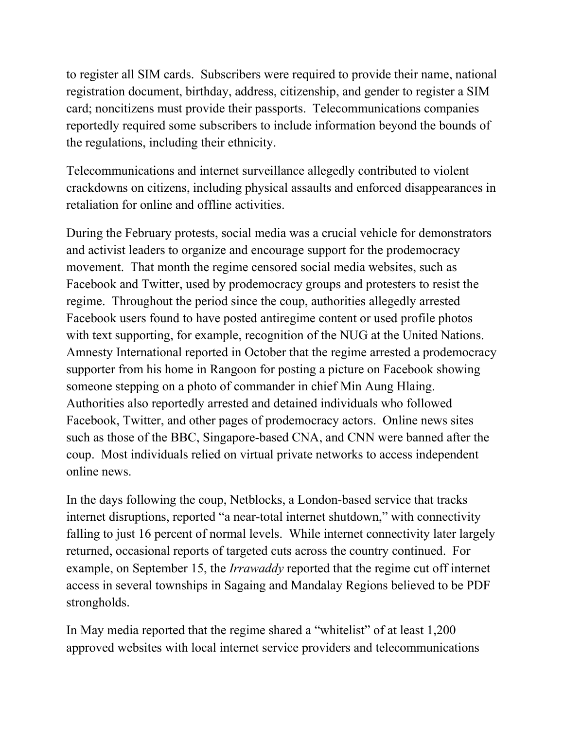to register all SIM cards. Subscribers were required to provide their name, national registration document, birthday, address, citizenship, and gender to register a SIM card; noncitizens must provide their passports. Telecommunications companies reportedly required some subscribers to include information beyond the bounds of the regulations, including their ethnicity.

Telecommunications and internet surveillance allegedly contributed to violent crackdowns on citizens, including physical assaults and enforced disappearances in retaliation for online and offline activities.

During the February protests, social media was a crucial vehicle for demonstrators and activist leaders to organize and encourage support for the prodemocracy movement. That month the regime censored social media websites, such as Facebook and Twitter, used by prodemocracy groups and protesters to resist the regime. Throughout the period since the coup, authorities allegedly arrested Facebook users found to have posted antiregime content or used profile photos with text supporting, for example, recognition of the NUG at the United Nations. Amnesty International reported in October that the regime arrested a prodemocracy supporter from his home in Rangoon for posting a picture on Facebook showing someone stepping on a photo of commander in chief Min Aung Hlaing. Authorities also reportedly arrested and detained individuals who followed Facebook, Twitter, and other pages of prodemocracy actors. Online news sites such as those of the BBC, Singapore-based CNA, and CNN were banned after the coup. Most individuals relied on virtual private networks to access independent online news.

In the days following the coup, Netblocks, a London-based service that tracks internet disruptions, reported "a near-total internet shutdown," with connectivity falling to just 16 percent of normal levels. While internet connectivity later largely returned, occasional reports of targeted cuts across the country continued. For example, on September 15, the *Irrawaddy* reported that the regime cut off internet access in several townships in Sagaing and Mandalay Regions believed to be PDF strongholds.

In May media reported that the regime shared a "whitelist" of at least 1,200 approved websites with local internet service providers and telecommunications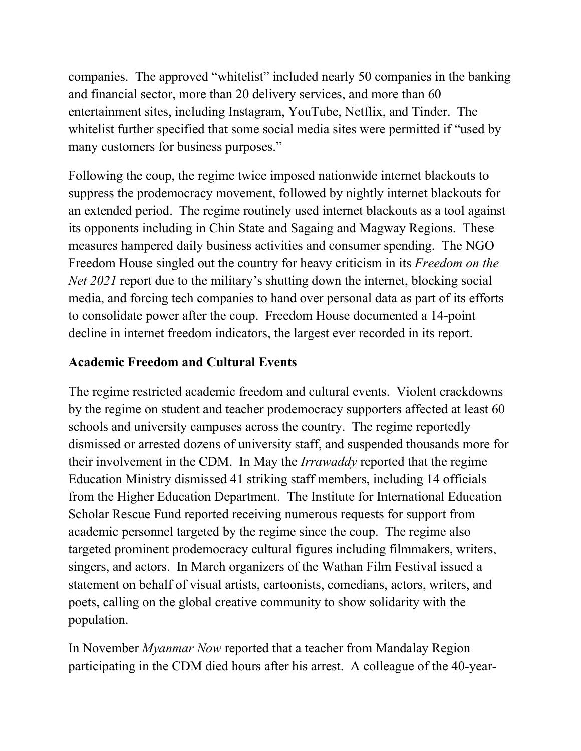companies. The approved "whitelist" included nearly 50 companies in the banking and financial sector, more than 20 delivery services, and more than 60 entertainment sites, including Instagram, YouTube, Netflix, and Tinder. The whitelist further specified that some social media sites were permitted if "used by many customers for business purposes."

Following the coup, the regime twice imposed nationwide internet blackouts to suppress the prodemocracy movement, followed by nightly internet blackouts for an extended period. The regime routinely used internet blackouts as a tool against its opponents including in Chin State and Sagaing and Magway Regions. These measures hampered daily business activities and consumer spending. The NGO Freedom House singled out the country for heavy criticism in its *Freedom on the Net 2021* report due to the military's shutting down the internet, blocking social media, and forcing tech companies to hand over personal data as part of its efforts to consolidate power after the coup. Freedom House documented a 14-point decline in internet freedom indicators, the largest ever recorded in its report.

**Academic Freedom and Cultural Events**

The regime restricted academic freedom and cultural events. Violent crackdowns by the regime on student and teacher prodemocracy supporters affected at least 60 schools and university campuses across the country. The regime reportedly dismissed or arrested dozens of university staff, and suspended thousands more for their involvement in the CDM. In May the *Irrawaddy* reported that the regime Education Ministry dismissed 41 striking staff members, including 14 officials from the Higher Education Department. The Institute for International Education Scholar Rescue Fund reported receiving numerous requests for support from academic personnel targeted by the regime since the coup. The regime also targeted prominent prodemocracy cultural figures including filmmakers, writers, singers, and actors. In March organizers of the Wathan Film Festival issued a statement on behalf of visual artists, cartoonists, comedians, actors, writers, and poets, calling on the global creative community to show solidarity with the population.

In November *Myanmar Now* reported that a teacher from Mandalay Region participating in the CDM died hours after his arrest. A colleague of the 40-year-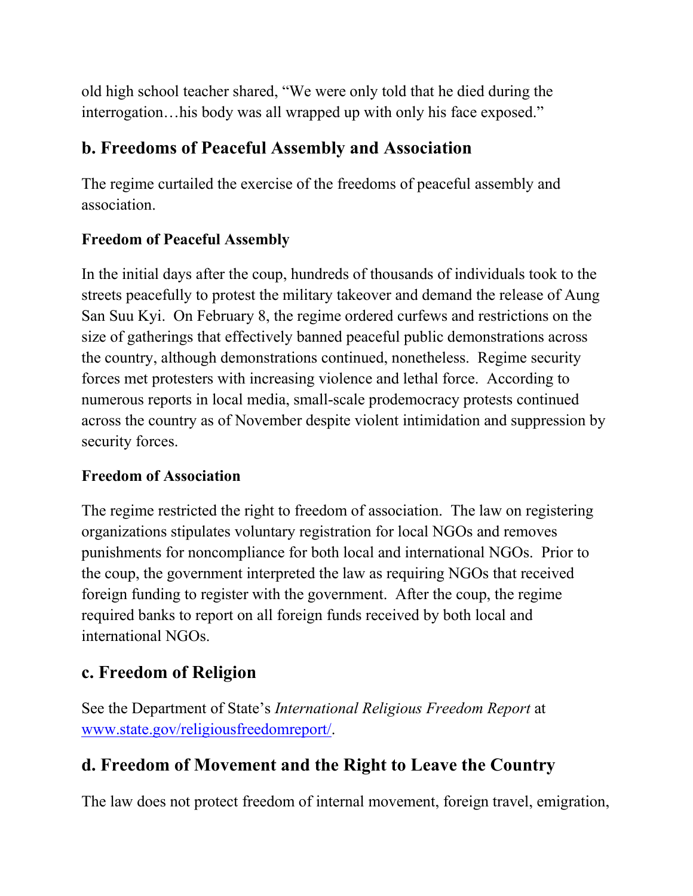old high school teacher shared, "We were only told that he died during the interrogation…his body was all wrapped up with only his face exposed."

## b. Freedoms of Peaceful Assembly and Association

The regime curtailed the exercise of the freedoms of peaceful assembly and association.

### Freedom of Peaceful Assembly

In the initial days after the coup, hundreds of thousands of individuals took to the streets peacefully to protest the military takeover and demand the release of Aung San Suu Kyi. On February 8, the regime ordered curfews and restrictions on the size of gatherings that effectively banned peaceful public demonstrations across the country, although demonstrations continued, nonetheless. Regime security forces met protesters with increasing violence and lethal force. According to numerous reports in local media, small-scale prodemocracy protests continued across the country as of November despite violent intimidation and suppression by security forces.

### Freedom of Association

The regime restricted the right to freedom of association. The law on registering organizations stipulates voluntary registration for local NGOs and removes punishments for noncompliance for both local and international NGOs. Prior to the coup, the government interpreted the law as requiring NGOs that received foreign funding to register with the government. After the coup, the regime required banks to report on all foreign funds received by both local and international NGOs.

## c. Freedom of Religion

See the Department of State's *International Religious Freedom Report* at [www.state.gov/religiousfreedomreport/](www.state.gov/religiousfreedomreport/).

## d. Freedom of Movement and the Right to Leave the Country

The law does not protect freedom of internal movement, foreign travel, emigration,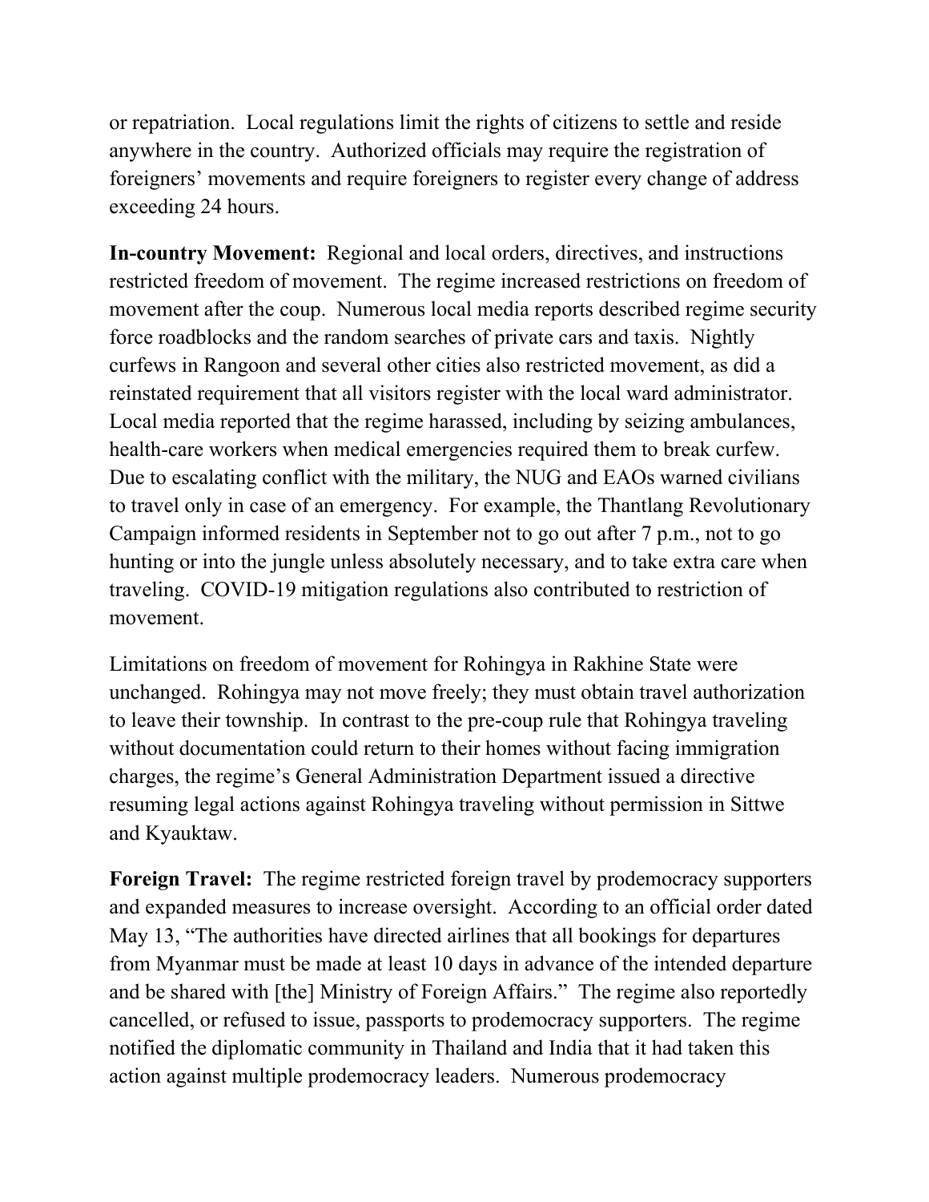or repatriation. Local regulations limit the rights of citizens to settle and reside anywhere in the country. Authorized officials may require the registration of foreigners' movements and require foreigners to register every change of address exceeding 24 hours.

**In-country Movement:** Regional and local orders, directives, and instructions restricted freedom of movement. The regime increased restrictions on freedom of movement after the coup. Numerous local media reports described regime security force roadblocks and the random searches of private cars and taxis. Nightly curfews in Rangoon and several other cities also restricted movement, as did a reinstated requirement that all visitors register with the local ward administrator. Local media reported that the regime harassed, including by seizing ambulances, health-care workers when medical emergencies required them to break curfew. Due to escalating conflict with the military, the NUG and EAOs warned civilians to travel only in case of an emergency. For example, the Thantlang Revolutionary Campaign informed residents in September not to go out after 7 p.m., not to go hunting or into the jungle unless absolutely necessary, and to take extra care when traveling. COVID-19 mitigation regulations also contributed to restriction of movement.

Limitations on freedom of movement for Rohingya in Rakhine State were unchanged. Rohingya may not move freely; they must obtain travel authorization to leave their township. In contrast to the pre-coup rule that Rohingya traveling without documentation could return to their homes without facing immigration charges, the regime's General Administration Department issued a directive resuming legal actions against Rohingya traveling without permission in Sittwe and Kyauktaw.

**Foreign Travel:** The regime restricted foreign travel by prodemocracy supporters and expanded measures to increase oversight. According to an official order dated May 13, "The authorities have directed airlines that all bookings for departures from Myanmar must be made at least 10 days in advance of the intended departure and be shared with [the] Ministry of Foreign Affairs." The regime also reportedly cancelled, or refused to issue, passports to prodemocracy supporters. The regime notified the diplomatic community in Thailand and India that it had taken this action against multiple prodemocracy leaders. Numerous prodemocracy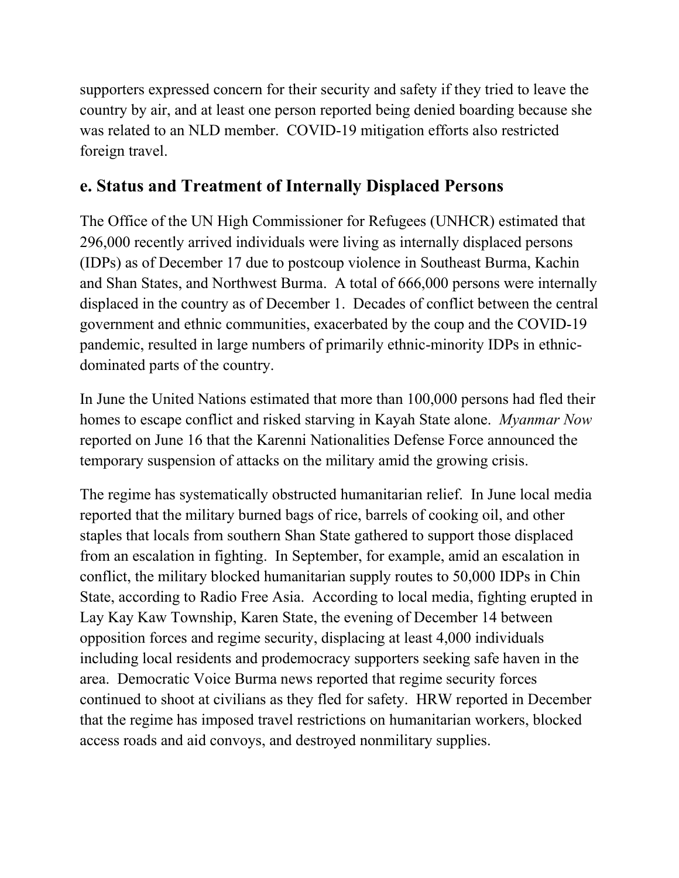supporters expressed concern for their security and safety if they tried to leave the country by air, and at least one person reported being denied boarding because she was related to an NLD member. COVID-19 mitigation efforts also restricted foreign travel.

## e. Status and Treatment of Internally Displaced Persons

The Office of the UN High Commissioner for Refugees (UNHCR) estimated that 296,000 recently arrived individuals were living as internally displaced persons (IDPs) as of December 17 due to postcoup violence in Southeast Burma, Kachin and Shan States, and Northwest Burma. A total of 666,000 persons were internally displaced in the country as of December 1. Decades of conflict between the central government and ethnic communities, exacerbated by the coup and the COVID-19 pandemic, resulted in large numbers of primarily ethnic-minority IDPs in ethnic-dominated parts of the country.

In June the United Nations estimated that more than 100,000 persons had fled their homes to escape conflict and risked starving in Kayah State alone. *Myanmar Now* reported on June 16 that the Karenni Nationalities Defense Force announced the temporary suspension of attacks on the military amid the growing crisis.

The regime has systematically obstructed humanitarian relief. In June local media reported that the military burned bags of rice, barrels of cooking oil, and other staples that locals from southern Shan State gathered to support those displaced from an escalation in fighting. In September, for example, amid an escalation in conflict, the military blocked humanitarian supply routes to 50,000 IDPs in Chin State, according to Radio Free Asia. According to local media, fighting erupted in Lay Kay Kaw Township, Karen State, the evening of December 14 between opposition forces and regime security, displacing at least 4,000 individuals including local residents and prodemocracy supporters seeking safe haven in the area. Democratic Voice Burma news reported that regime security forces continued to shoot at civilians as they fled for safety. HRW reported in December that the regime has imposed travel restrictions on humanitarian workers, blocked access roads and aid convoys, and destroyed nonmilitary supplies.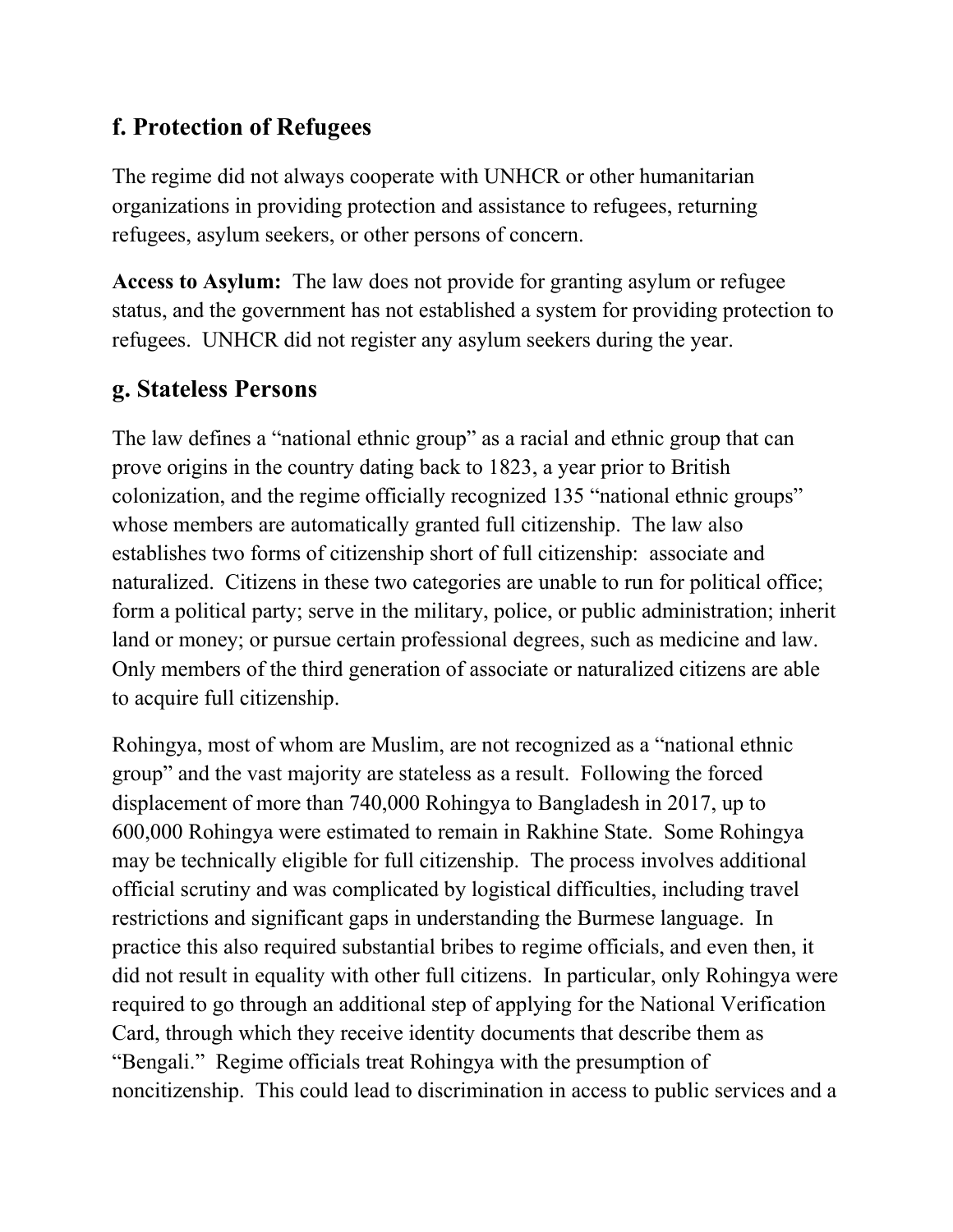## f. Protection of Refugees

The regime did not always cooperate with UNHCR or other humanitarian organizations in providing protection and assistance to refugees, returning refugees, asylum seekers, or other persons of concern.

**Access to Asylum:** The law does not provide for granting asylum or refugee status, and the government has not established a system for providing protection to refugees. UNHCR did not register any asylum seekers during the year.

## g. Stateless Persons

The law defines a "national ethnic group" as a racial and ethnic group that can prove origins in the country dating back to 1823, a year prior to British colonization, and the regime officially recognized 135 "national ethnic groups" whose members are automatically granted full citizenship. The law also establishes two forms of citizenship short of full citizenship: associate and naturalized. Citizens in these two categories are unable to run for political office; form a political party; serve in the military, police, or public administration; inherit land or money; or pursue certain professional degrees, such as medicine and law. Only members of the third generation of associate or naturalized citizens are able to acquire full citizenship.

Rohingya, most of whom are Muslim, are not recognized as a "national ethnic group" and the vast majority are stateless as a result. Following the forced displacement of more than 740,000 Rohingya to Bangladesh in 2017, up to 600,000 Rohingya were estimated to remain in Rakhine State. Some Rohingya may be technically eligible for full citizenship. The process involves additional official scrutiny and was complicated by logistical difficulties, including travel restrictions and significant gaps in understanding the Burmese language. In practice this also required substantial bribes to regime officials, and even then, it did not result in equality with other full citizens. In particular, only Rohingya were required to go through an additional step of applying for the National Verification Card, through which they receive identity documents that describe them as "Bengali." Regime officials treat Rohingya with the presumption of noncitizenship. This could lead to discrimination in access to public services and a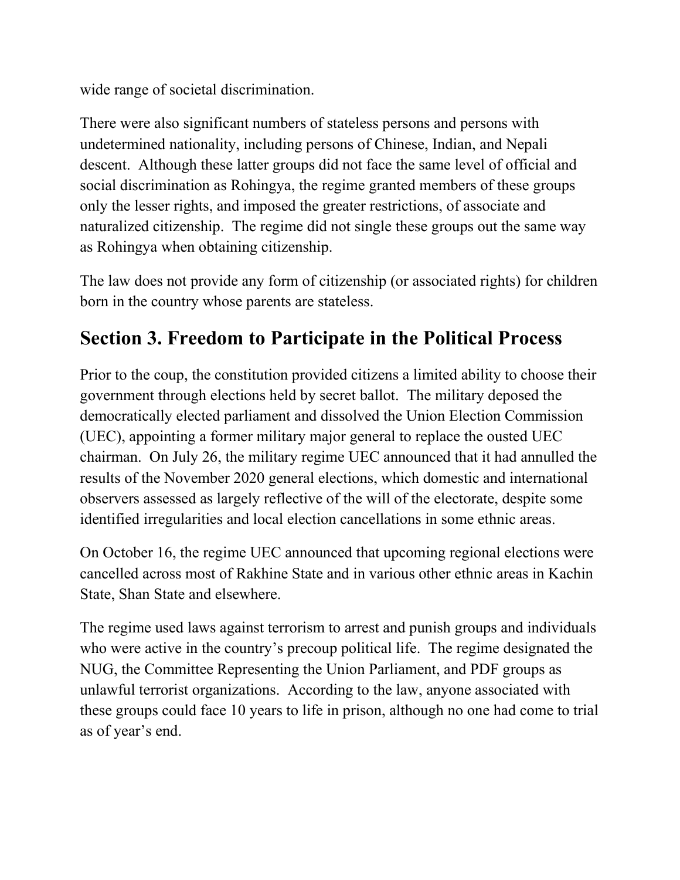wide range of societal discrimination.

There were also significant numbers of stateless persons and persons with undetermined nationality, including persons of Chinese, Indian, and Nepali descent. Although these latter groups did not face the same level of official and social discrimination as Rohingya, the regime granted members of these groups only the lesser rights, and imposed the greater restrictions, of associate and naturalized citizenship. The regime did not single these groups out the same way as Rohingya when obtaining citizenship.

The law does not provide any form of citizenship (or associated rights) for children born in the country whose parents are stateless.

## Section 3. Freedom to Participate in the Political Process

Prior to the coup, the constitution provided citizens a limited ability to choose their government through elections held by secret ballot. The military deposed the democratically elected parliament and dissolved the Union Election Commission (UEC), appointing a former military major general to replace the ousted UEC chairman. On July 26, the military regime UEC announced that it had annulled the results of the November 2020 general elections, which domestic and international observers assessed as largely reflective of the will of the electorate, despite some identified irregularities and local election cancellations in some ethnic areas.

On October 16, the regime UEC announced that upcoming regional elections were cancelled across most of Rakhine State and in various other ethnic areas in Kachin State, Shan State and elsewhere.

The regime used laws against terrorism to arrest and punish groups and individuals who were active in the country's precoup political life. The regime designated the NUG, the Committee Representing the Union Parliament, and PDF groups as unlawful terrorist organizations. According to the law, anyone associated with these groups could face 10 years to life in prison, although no one had come to trial as of year's end.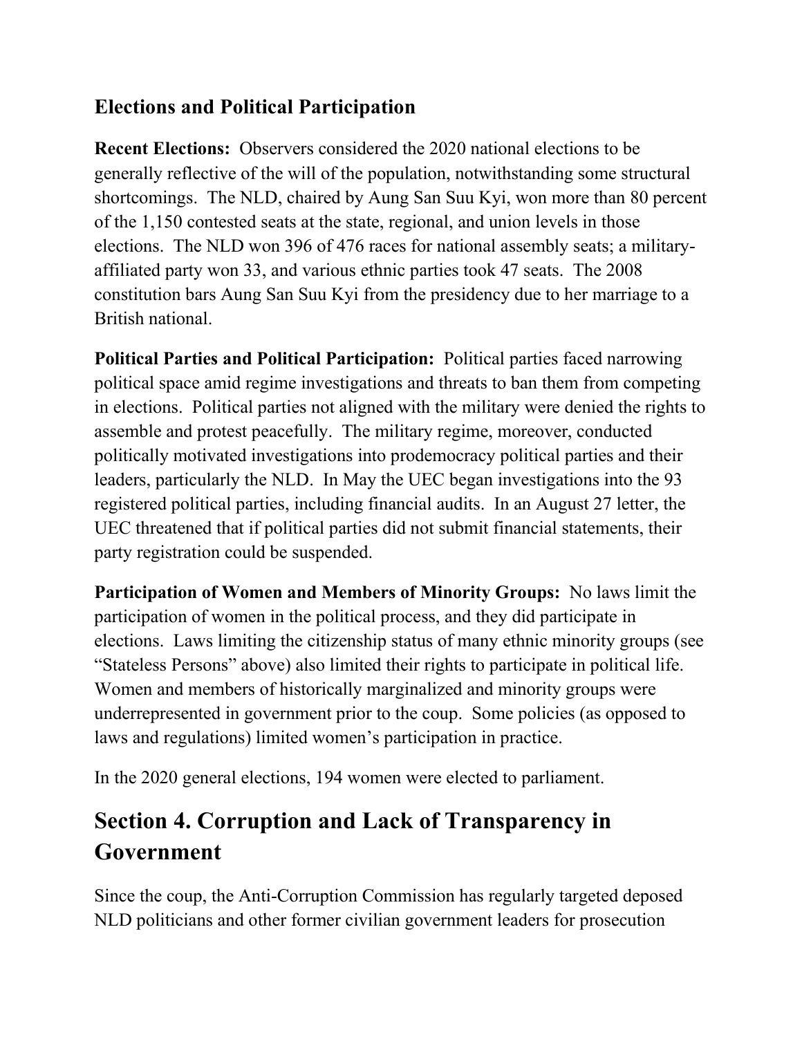### Elections and Political Participation

**Recent Elections:** Observers considered the 2020 national elections to be generally reflective of the will of the population, notwithstanding some structural shortcomings. The NLD, chaired by Aung San Suu Kyi, won more than 80 percent of the 1,150 contested seats at the state, regional, and union levels in those elections. The NLD won 396 of 476 races for national assembly seats; a military-affiliated party won 33, and various ethnic parties took 47 seats. The 2008 constitution bars Aung San Suu Kyi from the presidency due to her marriage to a British national.

**Political Parties and Political Participation:** Political parties faced narrowing political space amid regime investigations and threats to ban them from competing in elections. Political parties not aligned with the military were denied the rights to assemble and protest peacefully. The military regime, moreover, conducted politically motivated investigations into prodemocracy political parties and their leaders, particularly the NLD. In May the UEC began investigations into the 93 registered political parties, including financial audits. In an August 27 letter, the UEC threatened that if political parties did not submit financial statements, their party registration could be suspended.

**Participation of Women and Members of Minority Groups:** No laws limit the participation of women in the political process, and they did participate in elections. Laws limiting the citizenship status of many ethnic minority groups (see "Stateless Persons" above) also limited their rights to participate in political life. Women and members of historically marginalized and minority groups were underrepresented in government prior to the coup. Some policies (as opposed to laws and regulations) limited women's participation in practice.

In the 2020 general elections, 194 women were elected to parliament.

## Section 4. Corruption and Lack of Transparency in Government

Since the coup, the Anti-Corruption Commission has regularly targeted deposed NLD politicians and other former civilian government leaders for prosecution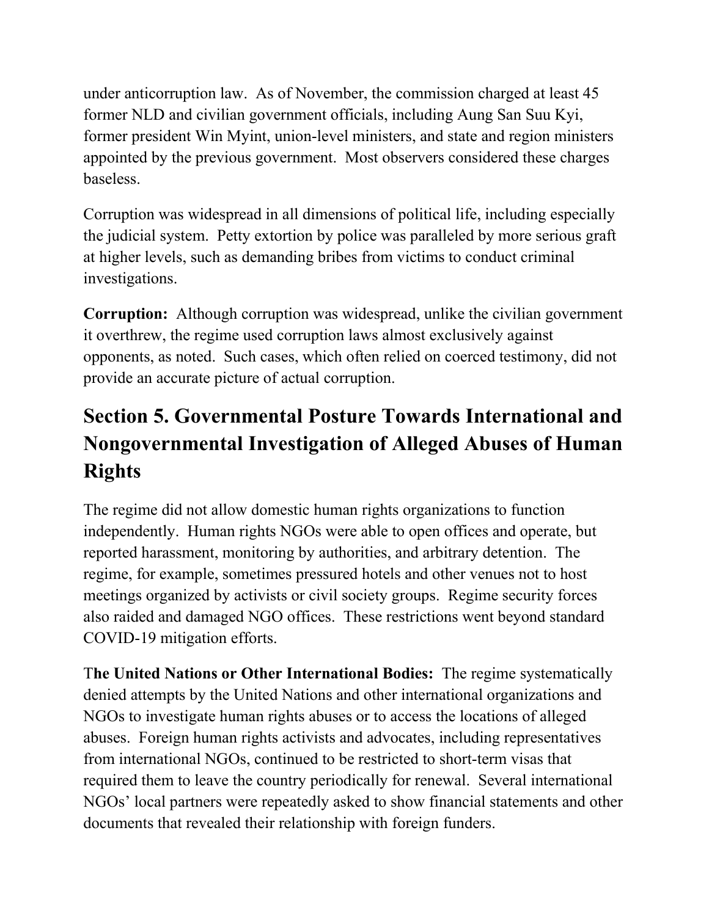under anticorruption law. As of November, the commission charged at least 45 former NLD and civilian government officials, including Aung San Suu Kyi, former president Win Myint, union-level ministers, and state and region ministers appointed by the previous government. Most observers considered these charges baseless.

Corruption was widespread in all dimensions of political life, including especially the judicial system. Petty extortion by police was paralleled by more serious graft at higher levels, such as demanding bribes from victims to conduct criminal investigations.

**Corruption:** Although corruption was widespread, unlike the civilian government it overthrew, the regime used corruption laws almost exclusively against opponents, as noted. Such cases, which often relied on coerced testimony, did not provide an accurate picture of actual corruption.

## Section 5. Governmental Posture Towards International and Nongovernmental Investigation of Alleged Abuses of Human Rights

The regime did not allow domestic human rights organizations to function independently. Human rights NGOs were able to open offices and operate, but reported harassment, monitoring by authorities, and arbitrary detention. The regime, for example, sometimes pressured hotels and other venues not to host meetings organized by activists or civil society groups. Regime security forces also raided and damaged NGO offices. These restrictions went beyond standard COVID-19 mitigation efforts.

**The United Nations or Other International Bodies:** The regime systematically denied attempts by the United Nations and other international organizations and NGOs to investigate human rights abuses or to access the locations of alleged abuses. Foreign human rights activists and advocates, including representatives from international NGOs, continued to be restricted to short-term visas that required them to leave the country periodically for renewal. Several international NGOs' local partners were repeatedly asked to show financial statements and other documents that revealed their relationship with foreign funders.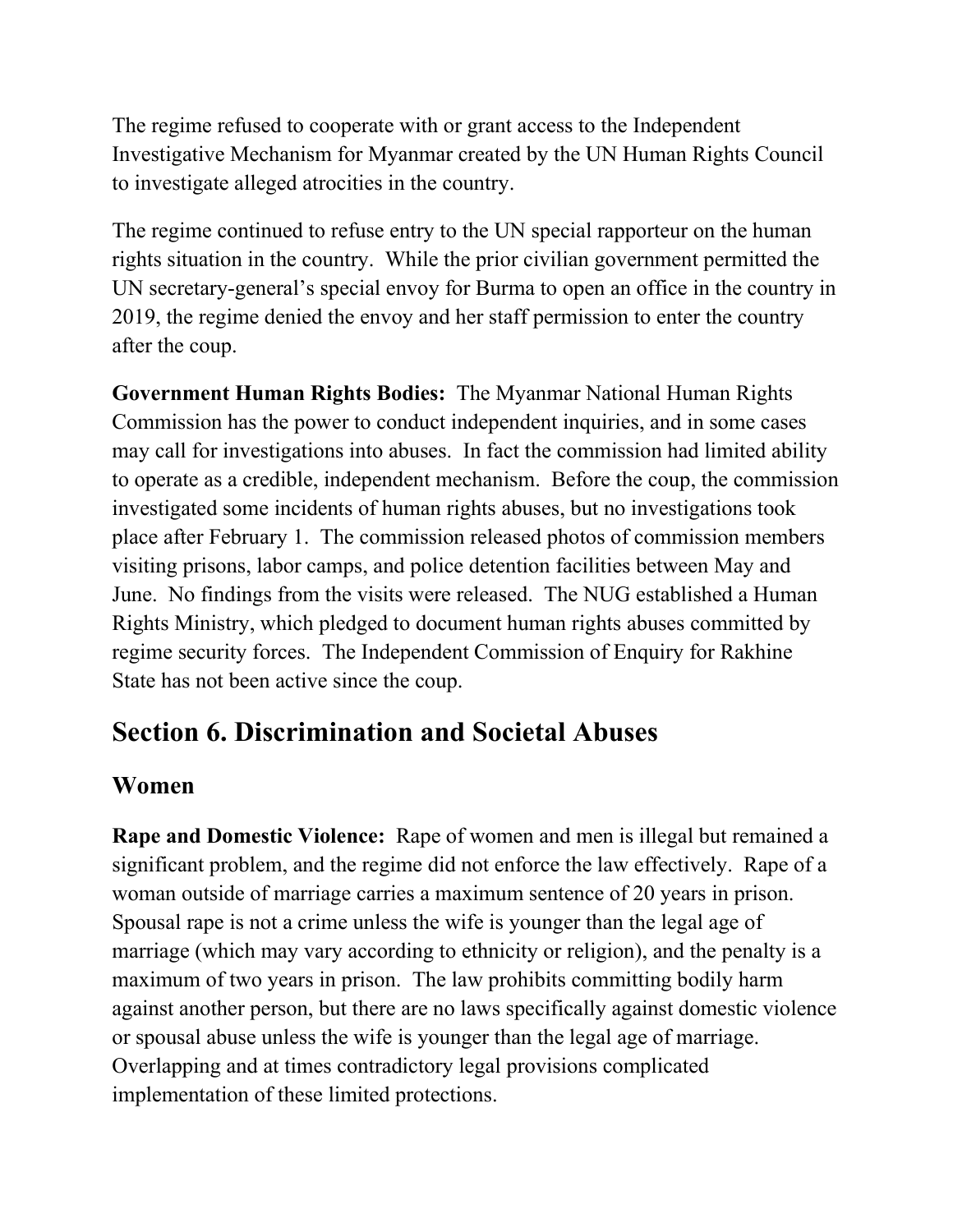The regime refused to cooperate with or grant access to the Independent Investigative Mechanism for Myanmar created by the UN Human Rights Council to investigate alleged atrocities in the country.

The regime continued to refuse entry to the UN special rapporteur on the human rights situation in the country. While the prior civilian government permitted the UN secretary-general's special envoy for Burma to open an office in the country in 2019, the regime denied the envoy and her staff permission to enter the country after the coup.

**Government Human Rights Bodies:** The Myanmar National Human Rights Commission has the power to conduct independent inquiries, and in some cases may call for investigations into abuses. In fact the commission had limited ability to operate as a credible, independent mechanism. Before the coup, the commission investigated some incidents of human rights abuses, but no investigations took place after February 1. The commission released photos of commission members visiting prisons, labor camps, and police detention facilities between May and June. No findings from the visits were released. The NUG established a Human Rights Ministry, which pledged to document human rights abuses committed by regime security forces. The Independent Commission of Enquiry for Rakhine State has not been active since the coup.

# Section 6. Discrimination and Societal Abuses

## Women

**Rape and Domestic Violence:** Rape of women and men is illegal but remained a significant problem, and the regime did not enforce the law effectively. Rape of a woman outside of marriage carries a maximum sentence of 20 years in prison. Spousal rape is not a crime unless the wife is younger than the legal age of marriage (which may vary according to ethnicity or religion), and the penalty is a maximum of two years in prison. The law prohibits committing bodily harm against another person, but there are no laws specifically against domestic violence or spousal abuse unless the wife is younger than the legal age of marriage. Overlapping and at times contradictory legal provisions complicated implementation of these limited protections.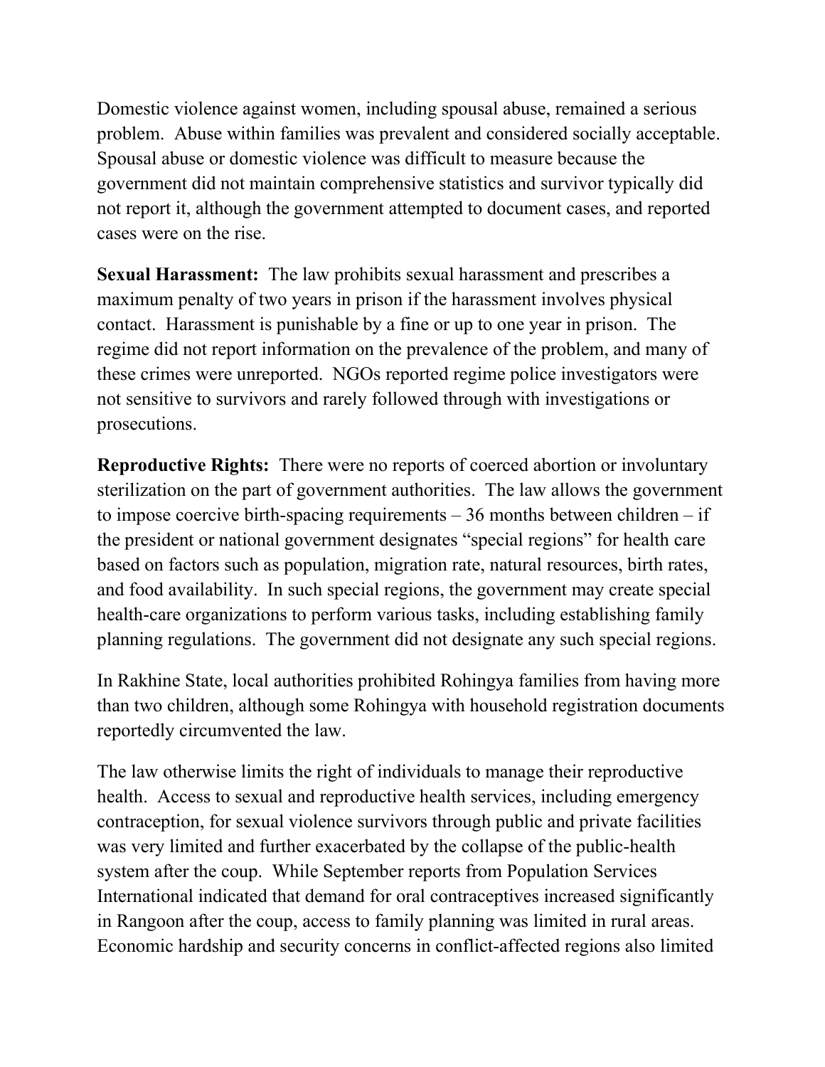Domestic violence against women, including spousal abuse, remained a serious problem. Abuse within families was prevalent and considered socially acceptable. Spousal abuse or domestic violence was difficult to measure because the government did not maintain comprehensive statistics and survivor typically did not report it, although the government attempted to document cases, and reported cases were on the rise.

**Sexual Harassment:** The law prohibits sexual harassment and prescribes a maximum penalty of two years in prison if the harassment involves physical contact. Harassment is punishable by a fine or up to one year in prison. The regime did not report information on the prevalence of the problem, and many of these crimes were unreported. NGOs reported regime police investigators were not sensitive to survivors and rarely followed through with investigations or prosecutions.

**Reproductive Rights:** There were no reports of coerced abortion or involuntary sterilization on the part of government authorities. The law allows the government to impose coercive birth-spacing requirements – 36 months between children – if the president or national government designates "special regions" for health care based on factors such as population, migration rate, natural resources, birth rates, and food availability. In such special regions, the government may create special health-care organizations to perform various tasks, including establishing family planning regulations. The government did not designate any such special regions.

In Rakhine State, local authorities prohibited Rohingya families from having more than two children, although some Rohingya with household registration documents reportedly circumvented the law.

The law otherwise limits the right of individuals to manage their reproductive health. Access to sexual and reproductive health services, including emergency contraception, for sexual violence survivors through public and private facilities was very limited and further exacerbated by the collapse of the public-health system after the coup. While September reports from Population Services International indicated that demand for oral contraceptives increased significantly in Rangoon after the coup, access to family planning was limited in rural areas. Economic hardship and security concerns in conflict-affected regions also limited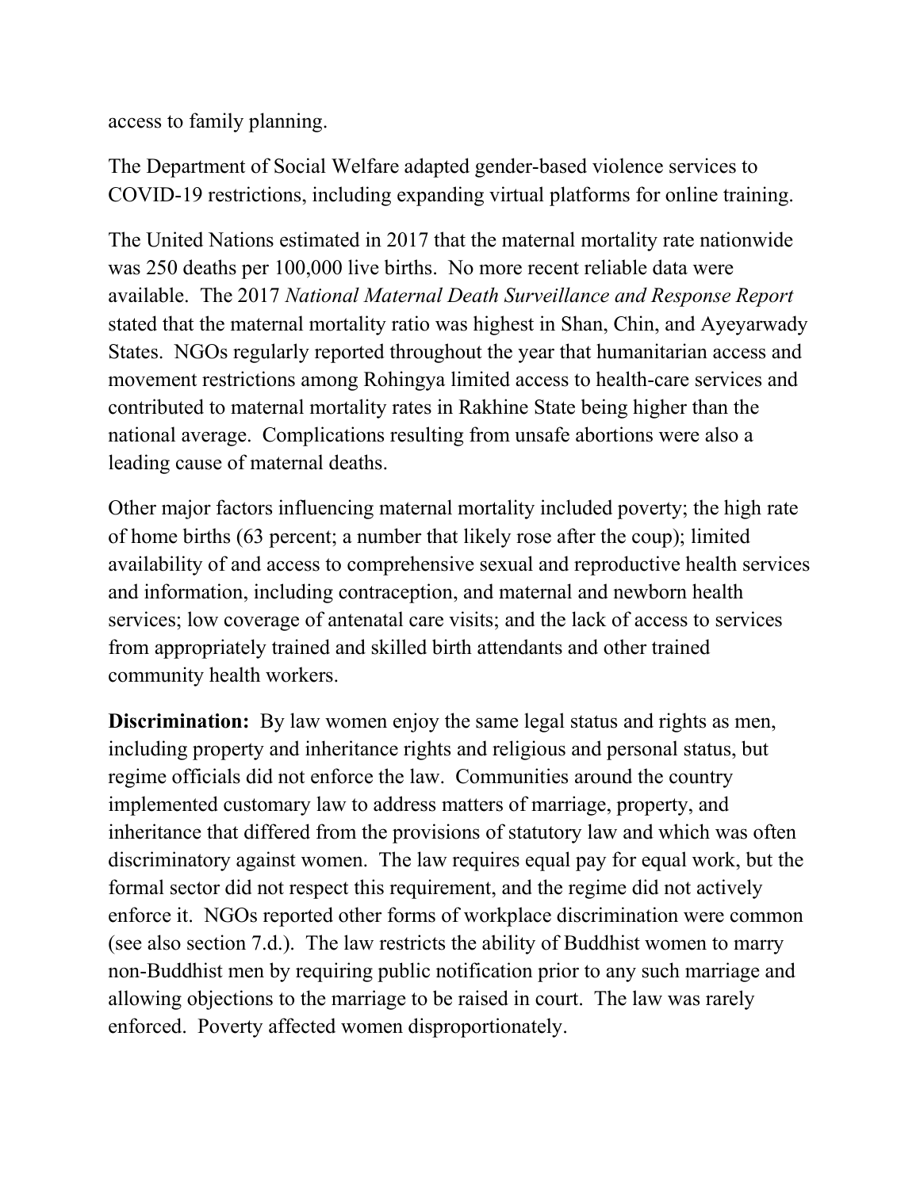access to family planning.

The Department of Social Welfare adapted gender-based violence services to COVID-19 restrictions, including expanding virtual platforms for online training.

The United Nations estimated in 2017 that the maternal mortality rate nationwide was 250 deaths per 100,000 live births. No more recent reliable data were available. The 2017 *National Maternal Death Surveillance and Response Report* stated that the maternal mortality ratio was highest in Shan, Chin, and Ayeyarwady States. NGOs regularly reported throughout the year that humanitarian access and movement restrictions among Rohingya limited access to health-care services and contributed to maternal mortality rates in Rakhine State being higher than the national average. Complications resulting from unsafe abortions were also a leading cause of maternal deaths.

Other major factors influencing maternal mortality included poverty; the high rate of home births (63 percent; a number that likely rose after the coup); limited availability of and access to comprehensive sexual and reproductive health services and information, including contraception, and maternal and newborn health services; low coverage of antenatal care visits; and the lack of access to services from appropriately trained and skilled birth attendants and other trained community health workers.

**Discrimination:** By law women enjoy the same legal status and rights as men, including property and inheritance rights and religious and personal status, but regime officials did not enforce the law. Communities around the country implemented customary law to address matters of marriage, property, and inheritance that differed from the provisions of statutory law and which was often discriminatory against women. The law requires equal pay for equal work, but the formal sector did not respect this requirement, and the regime did not actively enforce it. NGOs reported other forms of workplace discrimination were common (see also section 7.d.). The law restricts the ability of Buddhist women to marry non-Buddhist men by requiring public notification prior to any such marriage and allowing objections to the marriage to be raised in court. The law was rarely enforced. Poverty affected women disproportionately.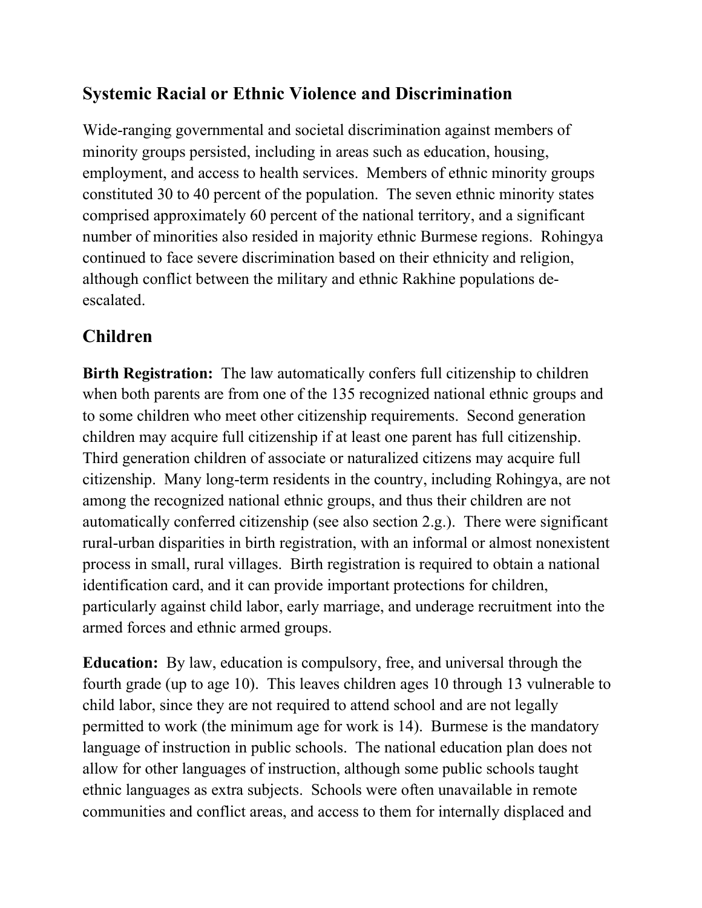## Systemic Racial or Ethnic Violence and Discrimination

Wide-ranging governmental and societal discrimination against members of minority groups persisted, including in areas such as education, housing, employment, and access to health services. Members of ethnic minority groups constituted 30 to 40 percent of the population. The seven ethnic minority states comprised approximately 60 percent of the national territory, and a significant number of minorities also resided in majority ethnic Burmese regions. Rohingya continued to face severe discrimination based on their ethnicity and religion, although conflict between the military and ethnic Rakhine populations de-escalated.

## Children

**Birth Registration:** The law automatically confers full citizenship to children when both parents are from one of the 135 recognized national ethnic groups and to some children who meet other citizenship requirements. Second generation children may acquire full citizenship if at least one parent has full citizenship. Third generation children of associate or naturalized citizens may acquire full citizenship. Many long-term residents in the country, including Rohingya, are not among the recognized national ethnic groups, and thus their children are not automatically conferred citizenship (see also section 2.g.). There were significant rural-urban disparities in birth registration, with an informal or almost nonexistent process in small, rural villages. Birth registration is required to obtain a national identification card, and it can provide important protections for children, particularly against child labor, early marriage, and underage recruitment into the armed forces and ethnic armed groups.

**Education:** By law, education is compulsory, free, and universal through the fourth grade (up to age 10). This leaves children ages 10 through 13 vulnerable to child labor, since they are not required to attend school and are not legally permitted to work (the minimum age for work is 14). Burmese is the mandatory language of instruction in public schools. The national education plan does not allow for other languages of instruction, although some public schools taught ethnic languages as extra subjects. Schools were often unavailable in remote communities and conflict areas, and access to them for internally displaced and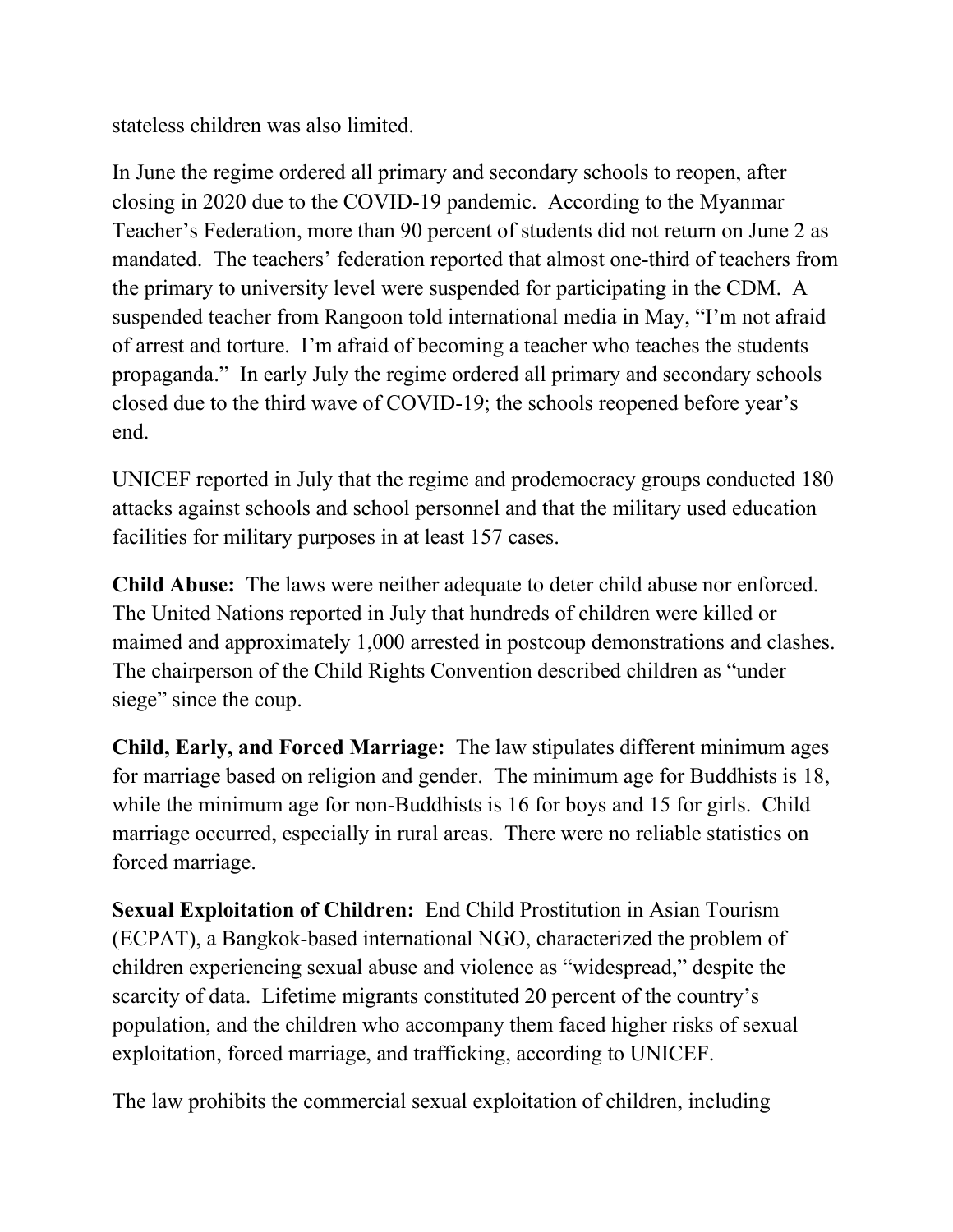stateless children was also limited.

In June the regime ordered all primary and secondary schools to reopen, after closing in 2020 due to the COVID-19 pandemic. According to the Myanmar Teacher's Federation, more than 90 percent of students did not return on June 2 as mandated. The teachers' federation reported that almost one-third of teachers from the primary to university level were suspended for participating in the CDM. A suspended teacher from Rangoon told international media in May, "I'm not afraid of arrest and torture. I'm afraid of becoming a teacher who teaches the students propaganda." In early July the regime ordered all primary and secondary schools closed due to the third wave of COVID-19; the schools reopened before year's end.

UNICEF reported in July that the regime and prodemocracy groups conducted 180 attacks against schools and school personnel and that the military used education facilities for military purposes in at least 157 cases.

**Child Abuse:** The laws were neither adequate to deter child abuse nor enforced. The United Nations reported in July that hundreds of children were killed or maimed and approximately 1,000 arrested in postcoup demonstrations and clashes. The chairperson of the Child Rights Convention described children as "under siege" since the coup.

**Child, Early, and Forced Marriage:** The law stipulates different minimum ages for marriage based on religion and gender. The minimum age for Buddhists is 18, while the minimum age for non-Buddhists is 16 for boys and 15 for girls. Child marriage occurred, especially in rural areas. There were no reliable statistics on forced marriage.

**Sexual Exploitation of Children:** End Child Prostitution in Asian Tourism (ECPAT), a Bangkok-based international NGO, characterized the problem of children experiencing sexual abuse and violence as "widespread," despite the scarcity of data. Lifetime migrants constituted 20 percent of the country's population, and the children who accompany them faced higher risks of sexual exploitation, forced marriage, and trafficking, according to UNICEF.

The law prohibits the commercial sexual exploitation of children, including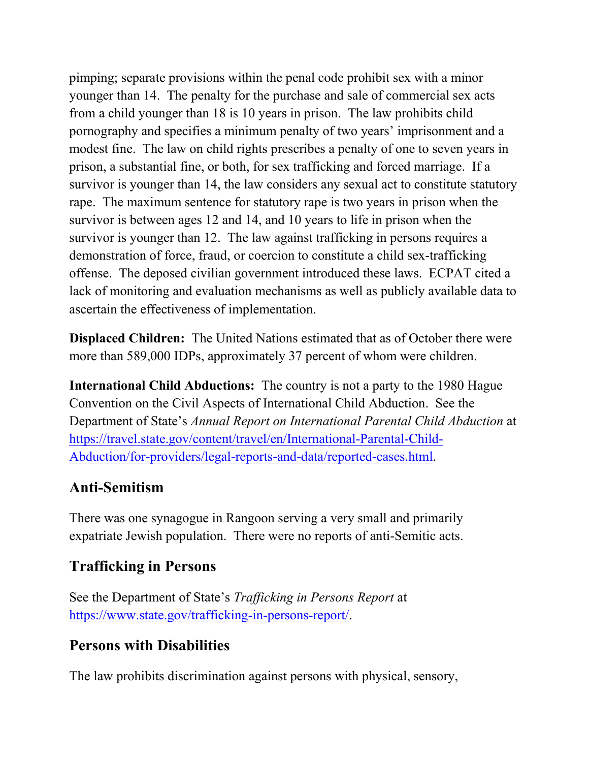pimping; separate provisions within the penal code prohibit sex with a minor younger than 14. The penalty for the purchase and sale of commercial sex acts from a child younger than 18 is 10 years in prison. The law prohibits child pornography and specifies a minimum penalty of two years' imprisonment and a modest fine. The law on child rights prescribes a penalty of one to seven years in prison, a substantial fine, or both, for sex trafficking and forced marriage. If a survivor is younger than 14, the law considers any sexual act to constitute statutory rape. The maximum sentence for statutory rape is two years in prison when the survivor is between ages 12 and 14, and 10 years to life in prison when the survivor is younger than 12. The law against trafficking in persons requires a demonstration of force, fraud, or coercion to constitute a child sex-trafficking offense. The deposed civilian government introduced these laws. ECPAT cited a lack of monitoring and evaluation mechanisms as well as publicly available data to ascertain the effectiveness of implementation.

**Displaced Children:** The United Nations estimated that as of October there were more than 589,000 IDPs, approximately 37 percent of whom were children.

**International Child Abductions:** The country is not a party to the 1980 Hague Convention on the Civil Aspects of International Child Abduction. See the Department of State's *Annual Report on International Parental Child Abduction* at [https://travel.state.gov/content/travel/en/International-Parental-Child-Abduction/for-providers/legal-reports-and-data/reported-cases.html](https://travel.state.gov/content/travel/en/International-Parental-Child-Abduction/for-providers/legal-reports-and-data/reported-cases.html).

## Anti-Semitism

There was one synagogue in Rangoon serving a very small and primarily expatriate Jewish population. There were no reports of anti-Semitic acts.

## Trafficking in Persons

See the Department of State's *Trafficking in Persons Report* at [https://www.state.gov/trafficking-in-persons-report/](https://www.state.gov/trafficking-in-persons-report/).

## Persons with Disabilities

The law prohibits discrimination against persons with physical, sensory,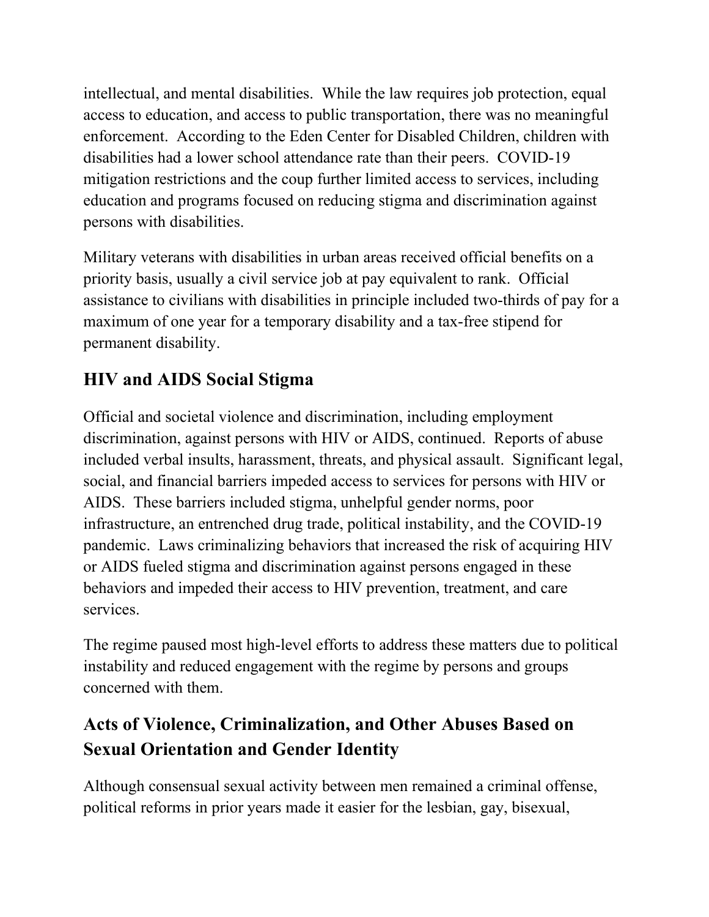intellectual, and mental disabilities. While the law requires job protection, equal access to education, and access to public transportation, there was no meaningful enforcement. According to the Eden Center for Disabled Children, children with disabilities had a lower school attendance rate than their peers. COVID-19 mitigation restrictions and the coup further limited access to services, including education and programs focused on reducing stigma and discrimination against persons with disabilities.

Military veterans with disabilities in urban areas received official benefits on a priority basis, usually a civil service job at pay equivalent to rank. Official assistance to civilians with disabilities in principle included two-thirds of pay for a maximum of one year for a temporary disability and a tax-free stipend for permanent disability.

## HIV and AIDS Social Stigma

Official and societal violence and discrimination, including employment discrimination, against persons with HIV or AIDS, continued. Reports of abuse included verbal insults, harassment, threats, and physical assault. Significant legal, social, and financial barriers impeded access to services for persons with HIV or AIDS. These barriers included stigma, unhelpful gender norms, poor infrastructure, an entrenched drug trade, political instability, and the COVID-19 pandemic. Laws criminalizing behaviors that increased the risk of acquiring HIV or AIDS fueled stigma and discrimination against persons engaged in these behaviors and impeded their access to HIV prevention, treatment, and care services.

The regime paused most high-level efforts to address these matters due to political instability and reduced engagement with the regime by persons and groups concerned with them.

## Acts of Violence, Criminalization, and Other Abuses Based on Sexual Orientation and Gender Identity

Although consensual sexual activity between men remained a criminal offense, political reforms in prior years made it easier for the lesbian, gay, bisexual,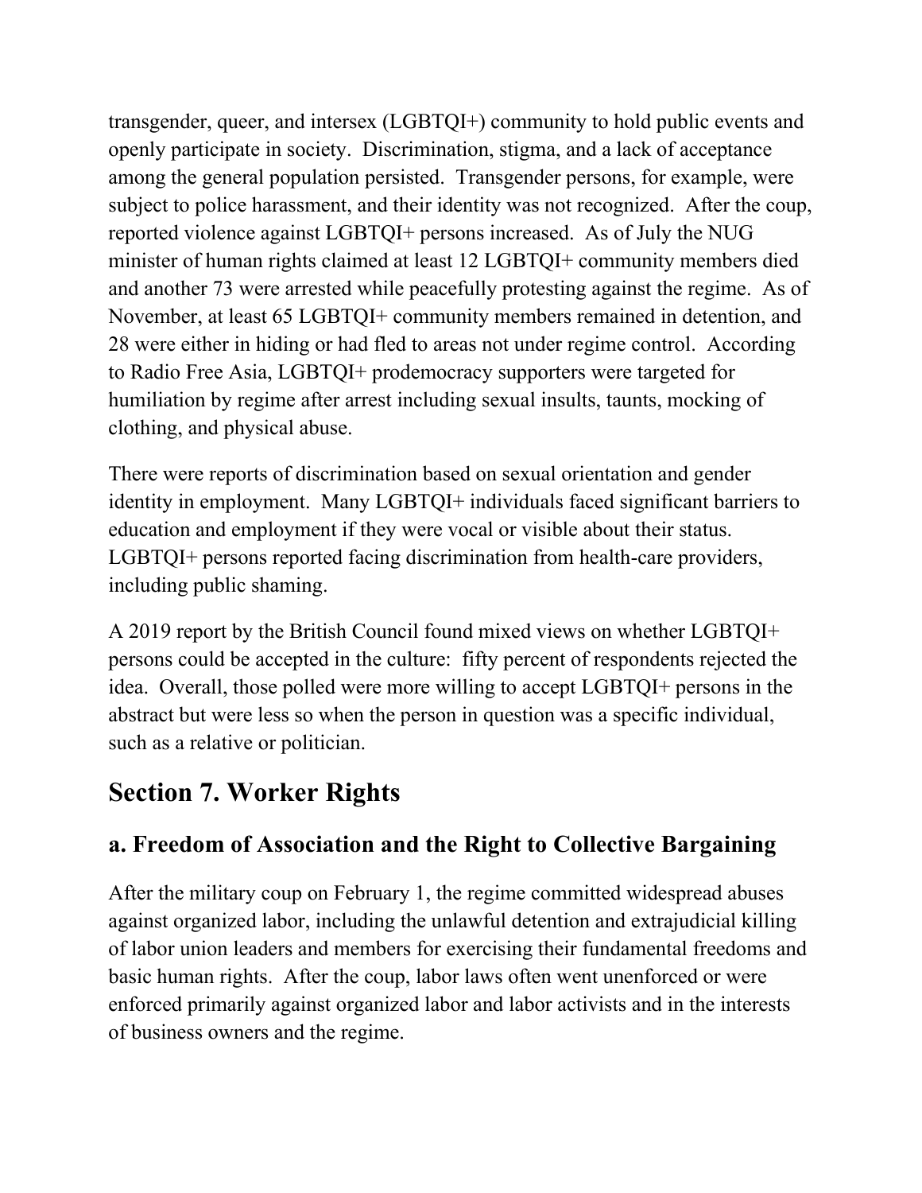transgender, queer, and intersex (LGBTQI+) community to hold public events and openly participate in society. Discrimination, stigma, and a lack of acceptance among the general population persisted. Transgender persons, for example, were subject to police harassment, and their identity was not recognized. After the coup, reported violence against LGBTQI+ persons increased. As of July the NUG minister of human rights claimed at least 12 LGBTQI+ community members died and another 73 were arrested while peacefully protesting against the regime. As of November, at least 65 LGBTQI+ community members remained in detention, and 28 were either in hiding or had fled to areas not under regime control. According to Radio Free Asia, LGBTQI+ prodemocracy supporters were targeted for humiliation by regime after arrest including sexual insults, taunts, mocking of clothing, and physical abuse.

There were reports of discrimination based on sexual orientation and gender identity in employment. Many LGBTQI+ individuals faced significant barriers to education and employment if they were vocal or visible about their status. LGBTQI+ persons reported facing discrimination from health-care providers, including public shaming.

A 2019 report by the British Council found mixed views on whether LGBTQI+ persons could be accepted in the culture: fifty percent of respondents rejected the idea. Overall, those polled were more willing to accept LGBTQI+ persons in the abstract but were less so when the person in question was a specific individual, such as a relative or politician.

## Section 7. Worker Rights

### a. Freedom of Association and the Right to Collective Bargaining

After the military coup on February 1, the regime committed widespread abuses against organized labor, including the unlawful detention and extrajudicial killing of labor union leaders and members for exercising their fundamental freedoms and basic human rights. After the coup, labor laws often went unenforced or were enforced primarily against organized labor and labor activists and in the interests of business owners and the regime.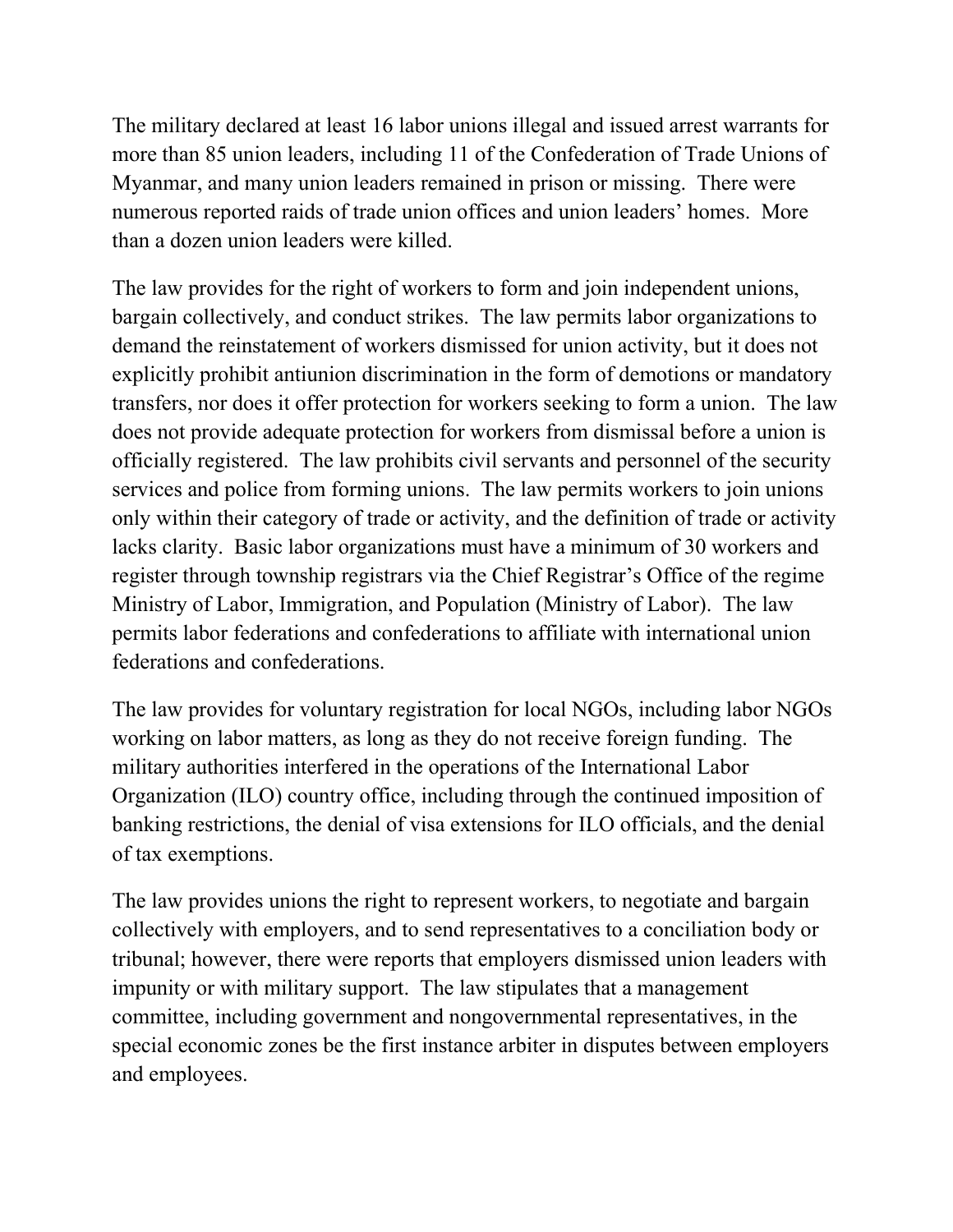The military declared at least 16 labor unions illegal and issued arrest warrants for more than 85 union leaders, including 11 of the Confederation of Trade Unions of Myanmar, and many union leaders remained in prison or missing. There were numerous reported raids of trade union offices and union leaders' homes. More than a dozen union leaders were killed.

The law provides for the right of workers to form and join independent unions, bargain collectively, and conduct strikes. The law permits labor organizations to demand the reinstatement of workers dismissed for union activity, but it does not explicitly prohibit antiunion discrimination in the form of demotions or mandatory transfers, nor does it offer protection for workers seeking to form a union. The law does not provide adequate protection for workers from dismissal before a union is officially registered. The law prohibits civil servants and personnel of the security services and police from forming unions. The law permits workers to join unions only within their category of trade or activity, and the definition of trade or activity lacks clarity. Basic labor organizations must have a minimum of 30 workers and register through township registrars via the Chief Registrar's Office of the regime Ministry of Labor, Immigration, and Population (Ministry of Labor). The law permits labor federations and confederations to affiliate with international union federations and confederations.

The law provides for voluntary registration for local NGOs, including labor NGOs working on labor matters, as long as they do not receive foreign funding. The military authorities interfered in the operations of the International Labor Organization (ILO) country office, including through the continued imposition of banking restrictions, the denial of visa extensions for ILO officials, and the denial of tax exemptions.

The law provides unions the right to represent workers, to negotiate and bargain collectively with employers, and to send representatives to a conciliation body or tribunal; however, there were reports that employers dismissed union leaders with impunity or with military support. The law stipulates that a management committee, including government and nongovernmental representatives, in the special economic zones be the first instance arbiter in disputes between employers and employees.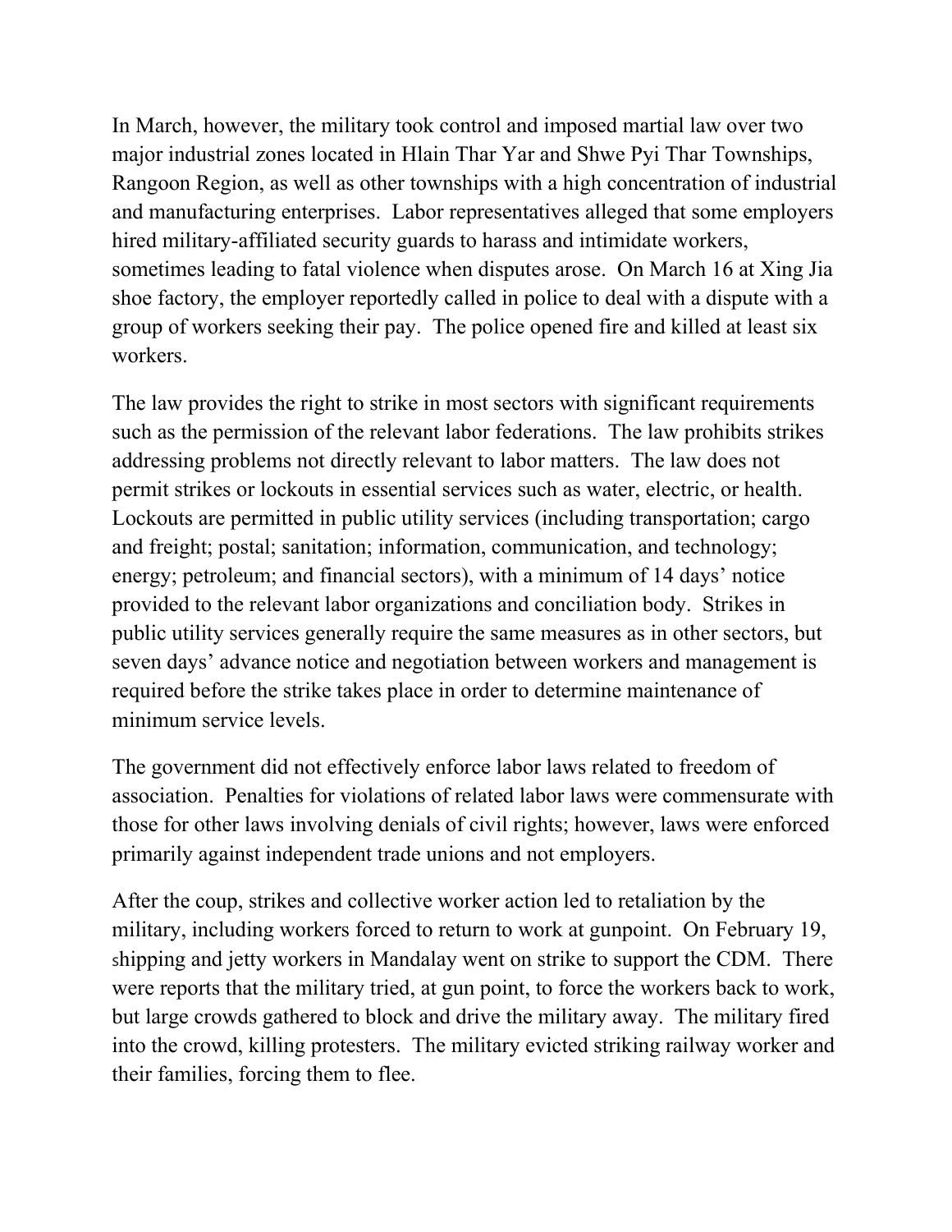In March, however, the military took control and imposed martial law over two major industrial zones located in Hlain Thar Yar and Shwe Pyi Thar Townships, Rangoon Region, as well as other townships with a high concentration of industrial and manufacturing enterprises. Labor representatives alleged that some employers hired military-affiliated security guards to harass and intimidate workers, sometimes leading to fatal violence when disputes arose. On March 16 at Xing Jia shoe factory, the employer reportedly called in police to deal with a dispute with a group of workers seeking their pay. The police opened fire and killed at least six workers.

The law provides the right to strike in most sectors with significant requirements such as the permission of the relevant labor federations. The law prohibits strikes addressing problems not directly relevant to labor matters. The law does not permit strikes or lockouts in essential services such as water, electric, or health. Lockouts are permitted in public utility services (including transportation; cargo and freight; postal; sanitation; information, communication, and technology; energy; petroleum; and financial sectors), with a minimum of 14 days' notice provided to the relevant labor organizations and conciliation body. Strikes in public utility services generally require the same measures as in other sectors, but seven days' advance notice and negotiation between workers and management is required before the strike takes place in order to determine maintenance of minimum service levels.

The government did not effectively enforce labor laws related to freedom of association. Penalties for violations of related labor laws were commensurate with those for other laws involving denials of civil rights; however, laws were enforced primarily against independent trade unions and not employers.

After the coup, strikes and collective worker action led to retaliation by the military, including workers forced to return to work at gunpoint. On February 19, shipping and jetty workers in Mandalay went on strike to support the CDM. There were reports that the military tried, at gun point, to force the workers back to work, but large crowds gathered to block and drive the military away. The military fired into the crowd, killing protesters. The military evicted striking railway worker and their families, forcing them to flee.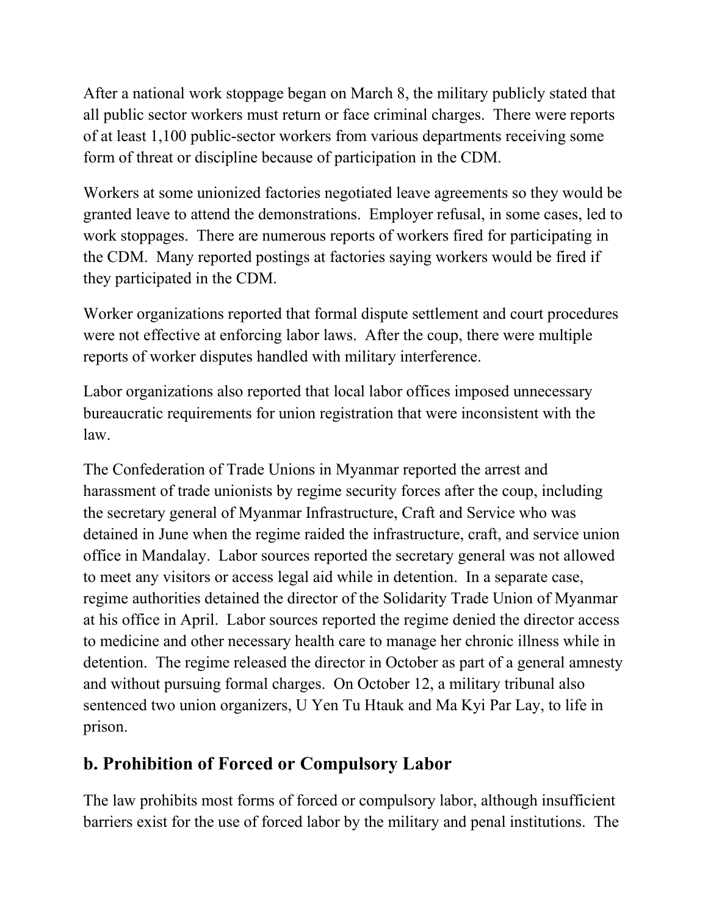After a national work stoppage began on March 8, the military publicly stated that all public sector workers must return or face criminal charges. There were reports of at least 1,100 public-sector workers from various departments receiving some form of threat or discipline because of participation in the CDM.

Workers at some unionized factories negotiated leave agreements so they would be granted leave to attend the demonstrations. Employer refusal, in some cases, led to work stoppages. There are numerous reports of workers fired for participating in the CDM. Many reported postings at factories saying workers would be fired if they participated in the CDM.

Worker organizations reported that formal dispute settlement and court procedures were not effective at enforcing labor laws. After the coup, there were multiple reports of worker disputes handled with military interference.

Labor organizations also reported that local labor offices imposed unnecessary bureaucratic requirements for union registration that were inconsistent with the law.

The Confederation of Trade Unions in Myanmar reported the arrest and harassment of trade unionists by regime security forces after the coup, including the secretary general of Myanmar Infrastructure, Craft and Service who was detained in June when the regime raided the infrastructure, craft, and service union office in Mandalay. Labor sources reported the secretary general was not allowed to meet any visitors or access legal aid while in detention. In a separate case, regime authorities detained the director of the Solidarity Trade Union of Myanmar at his office in April. Labor sources reported the regime denied the director access to medicine and other necessary health care to manage her chronic illness while in detention. The regime released the director in October as part of a general amnesty and without pursuing formal charges. On October 12, a military tribunal also sentenced two union organizers, U Yen Tu Htauk and Ma Kyi Par Lay, to life in prison.

## b. Prohibition of Forced or Compulsory Labor

The law prohibits most forms of forced or compulsory labor, although insufficient barriers exist for the use of forced labor by the military and penal institutions. The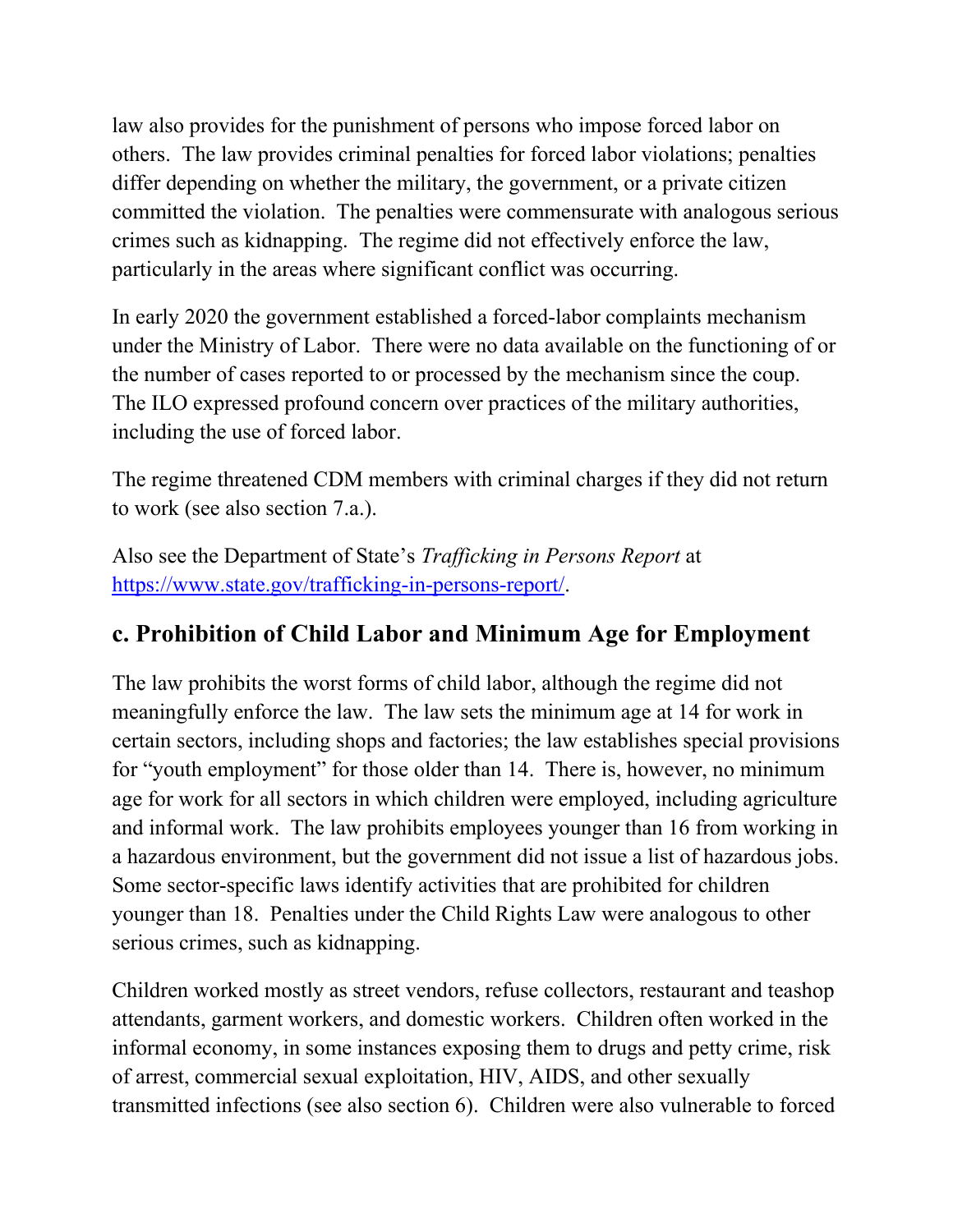law also provides for the punishment of persons who impose forced labor on others. The law provides criminal penalties for forced labor violations; penalties differ depending on whether the military, the government, or a private citizen committed the violation. The penalties were commensurate with analogous serious crimes such as kidnapping. The regime did not effectively enforce the law, particularly in the areas where significant conflict was occurring.

In early 2020 the government established a forced-labor complaints mechanism under the Ministry of Labor. There were no data available on the functioning of or the number of cases reported to or processed by the mechanism since the coup. The ILO expressed profound concern over practices of the military authorities, including the use of forced labor.

The regime threatened CDM members with criminal charges if they did not return to work (see also section 7.a.).

Also see the Department of State's *Trafficking in Persons Report* at https://www.state.gov/trafficking-in-persons-report/.

## c. Prohibition of Child Labor and Minimum Age for Employment

The law prohibits the worst forms of child labor, although the regime did not meaningfully enforce the law. The law sets the minimum age at 14 for work in certain sectors, including shops and factories; the law establishes special provisions for "youth employment" for those older than 14. There is, however, no minimum age for work for all sectors in which children were employed, including agriculture and informal work. The law prohibits employees younger than 16 from working in a hazardous environment, but the government did not issue a list of hazardous jobs. Some sector-specific laws identify activities that are prohibited for children younger than 18. Penalties under the Child Rights Law were analogous to other serious crimes, such as kidnapping.

Children worked mostly as street vendors, refuse collectors, restaurant and teashop attendants, garment workers, and domestic workers. Children often worked in the informal economy, in some instances exposing them to drugs and petty crime, risk of arrest, commercial sexual exploitation, HIV, AIDS, and other sexually transmitted infections (see also section 6). Children were also vulnerable to forced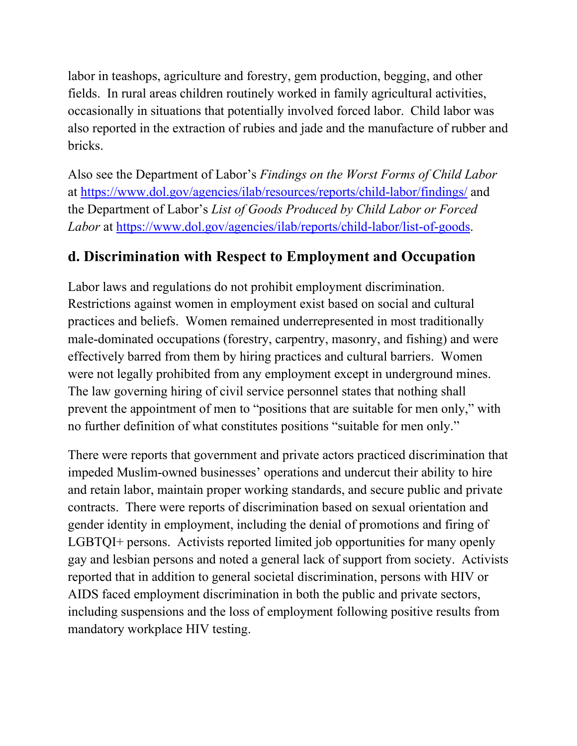labor in teashops, agriculture and forestry, gem production, begging, and other fields. In rural areas children routinely worked in family agricultural activities, occasionally in situations that potentially involved forced labor. Child labor was also reported in the extraction of rubies and jade and the manufacture of rubber and bricks.

Also see the Department of Labor's *Findings on the Worst Forms of Child Labor* at https://www.dol.gov/agencies/ilab/resources/reports/child-labor/findings/ and the Department of Labor's *List of Goods Produced by Child Labor or Forced Labor* at https://www.dol.gov/agencies/ilab/reports/child-labor/list-of-goods.

## d. Discrimination with Respect to Employment and Occupation

Labor laws and regulations do not prohibit employment discrimination. Restrictions against women in employment exist based on social and cultural practices and beliefs. Women remained underrepresented in most traditionally male-dominated occupations (forestry, carpentry, masonry, and fishing) and were effectively barred from them by hiring practices and cultural barriers. Women were not legally prohibited from any employment except in underground mines. The law governing hiring of civil service personnel states that nothing shall prevent the appointment of men to "positions that are suitable for men only," with no further definition of what constitutes positions "suitable for men only."

There were reports that government and private actors practiced discrimination that impeded Muslim-owned businesses' operations and undercut their ability to hire and retain labor, maintain proper working standards, and secure public and private contracts. There were reports of discrimination based on sexual orientation and gender identity in employment, including the denial of promotions and firing of LGBTQI+ persons. Activists reported limited job opportunities for many openly gay and lesbian persons and noted a general lack of support from society. Activists reported that in addition to general societal discrimination, persons with HIV or AIDS faced employment discrimination in both the public and private sectors, including suspensions and the loss of employment following positive results from mandatory workplace HIV testing.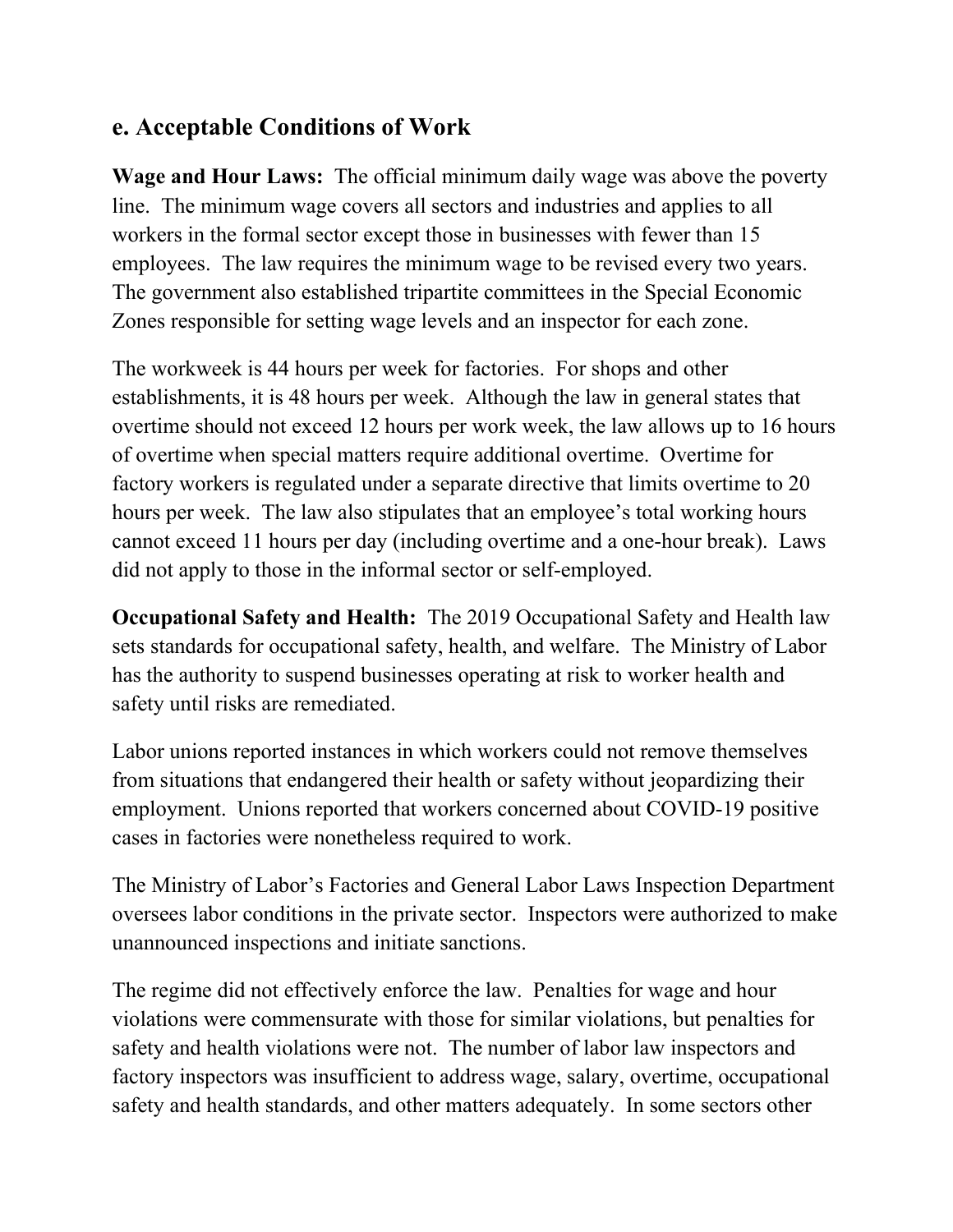## e. Acceptable Conditions of Work

**Wage and Hour Laws:** The official minimum daily wage was above the poverty line. The minimum wage covers all sectors and industries and applies to all workers in the formal sector except those in businesses with fewer than 15 employees. The law requires the minimum wage to be revised every two years. The government also established tripartite committees in the Special Economic Zones responsible for setting wage levels and an inspector for each zone.

The workweek is 44 hours per week for factories. For shops and other establishments, it is 48 hours per week. Although the law in general states that overtime should not exceed 12 hours per work week, the law allows up to 16 hours of overtime when special matters require additional overtime. Overtime for factory workers is regulated under a separate directive that limits overtime to 20 hours per week. The law also stipulates that an employee's total working hours cannot exceed 11 hours per day (including overtime and a one-hour break). Laws did not apply to those in the informal sector or self-employed.

**Occupational Safety and Health:** The 2019 Occupational Safety and Health law sets standards for occupational safety, health, and welfare. The Ministry of Labor has the authority to suspend businesses operating at risk to worker health and safety until risks are remediated.

Labor unions reported instances in which workers could not remove themselves from situations that endangered their health or safety without jeopardizing their employment. Unions reported that workers concerned about COVID-19 positive cases in factories were nonetheless required to work.

The Ministry of Labor's Factories and General Labor Laws Inspection Department oversees labor conditions in the private sector. Inspectors were authorized to make unannounced inspections and initiate sanctions.

The regime did not effectively enforce the law. Penalties for wage and hour violations were commensurate with those for similar violations, but penalties for safety and health violations were not. The number of labor law inspectors and factory inspectors was insufficient to address wage, salary, overtime, occupational safety and health standards, and other matters adequately. In some sectors other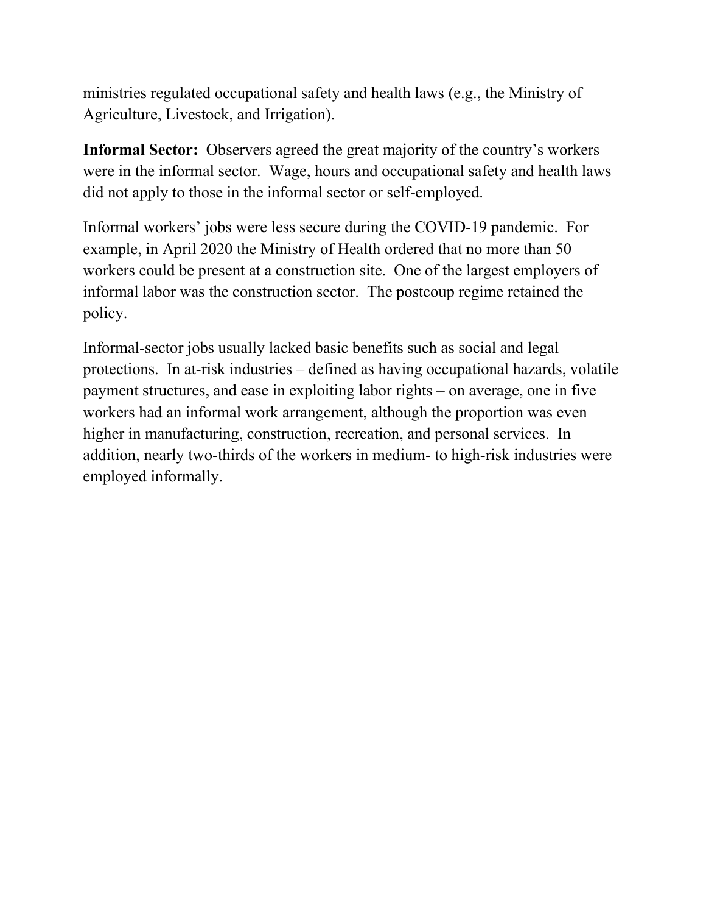ministries regulated occupational safety and health laws (e.g., the Ministry of Agriculture, Livestock, and Irrigation).

**Informal Sector:** Observers agreed the great majority of the country's workers were in the informal sector. Wage, hours and occupational safety and health laws did not apply to those in the informal sector or self-employed.

Informal workers' jobs were less secure during the COVID-19 pandemic. For example, in April 2020 the Ministry of Health ordered that no more than 50 workers could be present at a construction site. One of the largest employers of informal labor was the construction sector. The postcoup regime retained the policy.

Informal-sector jobs usually lacked basic benefits such as social and legal protections. In at-risk industries – defined as having occupational hazards, volatile payment structures, and ease in exploiting labor rights – on average, one in five workers had an informal work arrangement, although the proportion was even higher in manufacturing, construction, recreation, and personal services. In addition, nearly two-thirds of the workers in medium- to high-risk industries were employed informally.